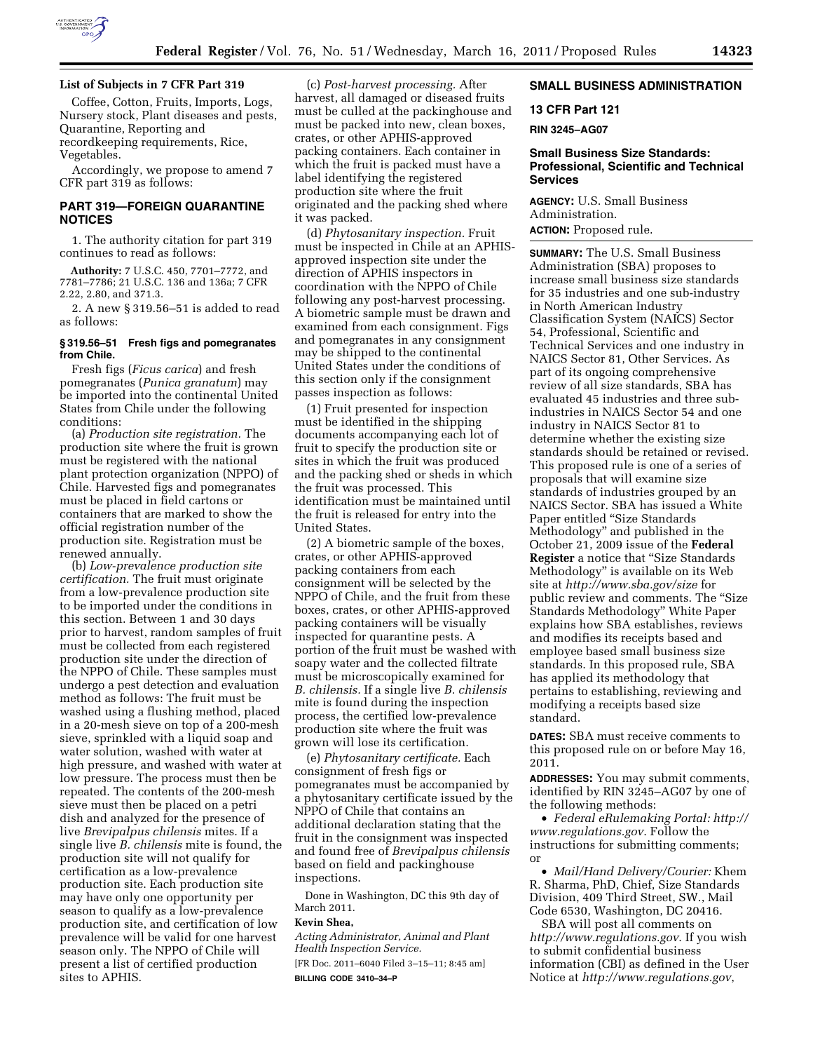### List of Subjects in 7 CFR Part 319

Coffee, Cotton, Fruits, Imports, Logs, Nursery stock, Plant diseases and pests, Quarantine, Reporting and recordkeeping requirements, Rice, Vegetables.

Accordingly, we propose to amend 7 CFR part 319 as follows:

## PART 319—FOREIGN QUARANTINE NOTICES

1. The authority citation for part 319 continues to read as follows:

**Authority:** 7 U.S.C. 450, 7701–7772, and 7781–7786; 21 U.S.C. 136 and 136a; 7 CFR 2.22, 2.80, and 371.3.

2. A new § 319.56–51 is added to read as follows:

### § 319.56–51 Fresh figs and pomegranates from Chile.

Fresh figs (*Ficus carica*) and fresh pomegranates (*Punica granatum*) may be imported into the continental United States from Chile under the following conditions:

(a) *Production site registration.* The production site where the fruit is grown must be registered with the national plant protection organization (NPPO) of Chile. Harvested figs and pomegranates must be placed in field cartons or containers that are marked to show the official registration number of the production site. Registration must be renewed annually.

(b) *Low-prevalence production site certification.* The fruit must originate from a low-prevalence production site to be imported under the conditions in this section. Between 1 and 30 days prior to harvest, random samples of fruit must be collected from each registered production site under the direction of the NPPO of Chile. These samples must undergo a pest detection and evaluation method as follows: The fruit must be washed using a flushing method, placed in a 20-mesh sieve on top of a 200-mesh sieve, sprinkled with a liquid soap and water solution, washed with water at high pressure, and washed with water at low pressure. The process must then be repeated. The contents of the 200-mesh sieve must then be placed on a petri dish and analyzed for the presence of live *Brevipalpus chilensis* mites. If a single live *B. chilensis* mite is found, the production site will not qualify for certification as a low-prevalence production site. Each production site may have only one opportunity per season to qualify as a low-prevalence production site, and certification of low prevalence will be valid for one harvest season only. The NPPO of Chile will present a list of certified production sites to APHIS.

(c) *Post-harvest processing.* After harvest, all damaged or diseased fruits must be culled at the packinghouse and must be packed into new, clean boxes, crates, or other APHIS-approved packing containers. Each container in which the fruit is packed must have a label identifying the registered production site where the fruit originated and the packing shed where it was packed.

(d) *Phytosanitary inspection.* Fruit must be inspected in Chile at an APHIS-approved inspection site under the direction of APHIS inspectors in coordination with the NPPO of Chile following any post-harvest processing. A biometric sample must be drawn and examined from each consignment. Figs and pomegranates in any consignment may be shipped to the continental United States under the conditions of this section only if the consignment passes inspection as follows:

(1) Fruit presented for inspection must be identified in the shipping documents accompanying each lot of fruit to specify the production site or sites in which the fruit was produced and the packing shed or sheds in which the fruit was processed. This identification must be maintained until the fruit is released for entry into the United States.

(2) A biometric sample of the boxes, crates, or other APHIS-approved packing containers from each consignment will be selected by the NPPO of Chile, and the fruit from these boxes, crates, or other APHIS-approved packing containers will be visually inspected for quarantine pests. A portion of the fruit must be washed with soapy water and the collected filtrate must be microscopically examined for *B. chilensis*. If a single live *B. chilensis* mite is found during the inspection process, the certified low-prevalence production site where the fruit was grown will lose its certification.

(e) *Phytosanitary certificate.* Each consignment of fresh figs or pomegranates must be accompanied by a phytosanitary certificate issued by the NPPO of Chile that contains an additional declaration stating that the fruit in the consignment was inspected and found free of *Brevipalpus chilensis* based on field and packinghouse inspections.

Done in Washington, DC this 9th day of March 2011.

**Kevin Shea,**

*Acting Administrator, Animal and Plant Health Inspection Service.*

[FR Doc. 2011–6040 Filed 3–15–11; 8:45 am]

**BILLING CODE 3410–34–P**

## SMALL BUSINESS ADMINISTRATION

### 13 CFR Part 121

**RIN 3245–AG07**

### Small Business Size Standards: Professional, Scientific and Technical Services

**AGENCY:** U.S. Small Business Administration.

**ACTION:** Proposed rule.

**SUMMARY:** The U.S. Small Business Administration (SBA) proposes to increase small business size standards for 35 industries and one sub-industry in North American Industry Classification System (NAICS) Sector 54, Professional, Scientific and Technical Services and one industry in NAICS Sector 81, Other Services. As part of its ongoing comprehensive review of all size standards, SBA has evaluated 45 industries and three sub-industries in NAICS Sector 54 and one industry in NAICS Sector 81 to determine whether the existing size standards should be retained or revised. This proposed rule is one of a series of proposals that will examine size standards of industries grouped by an NAICS Sector. SBA has issued a White Paper entitled "Size Standards Methodology" and published in the October 21, 2009 issue of the **Federal Register** a notice that "Size Standards Methodology" is available on its Web site at *http://www.sba.gov/size* for public review and comments. The "Size Standards Methodology" White Paper explains how SBA establishes, reviews and modifies its receipts based and employee based small business size standards. In this proposed rule, SBA has applied its methodology that pertains to establishing, reviewing and modifying a receipts based size standard.

**DATES:** SBA must receive comments to this proposed rule on or before May 16, 2011.

**ADDRESSES:** You may submit comments, identified by RIN 3245–AG07 by one of the following methods:

- *Federal eRulemaking Portal: http://www.regulations.gov*. Follow the instructions for submitting comments; or
- *Mail/Hand Delivery/Courier:* Khem R. Sharma, PhD, Chief, Size Standards Division, 409 Third Street, SW., Mail Code 6530, Washington, DC 20416.

SBA will post all comments on *http://www.regulations.gov*. If you wish to submit confidential business information (CBI) as defined in the User Notice at *http://www.regulations.gov*,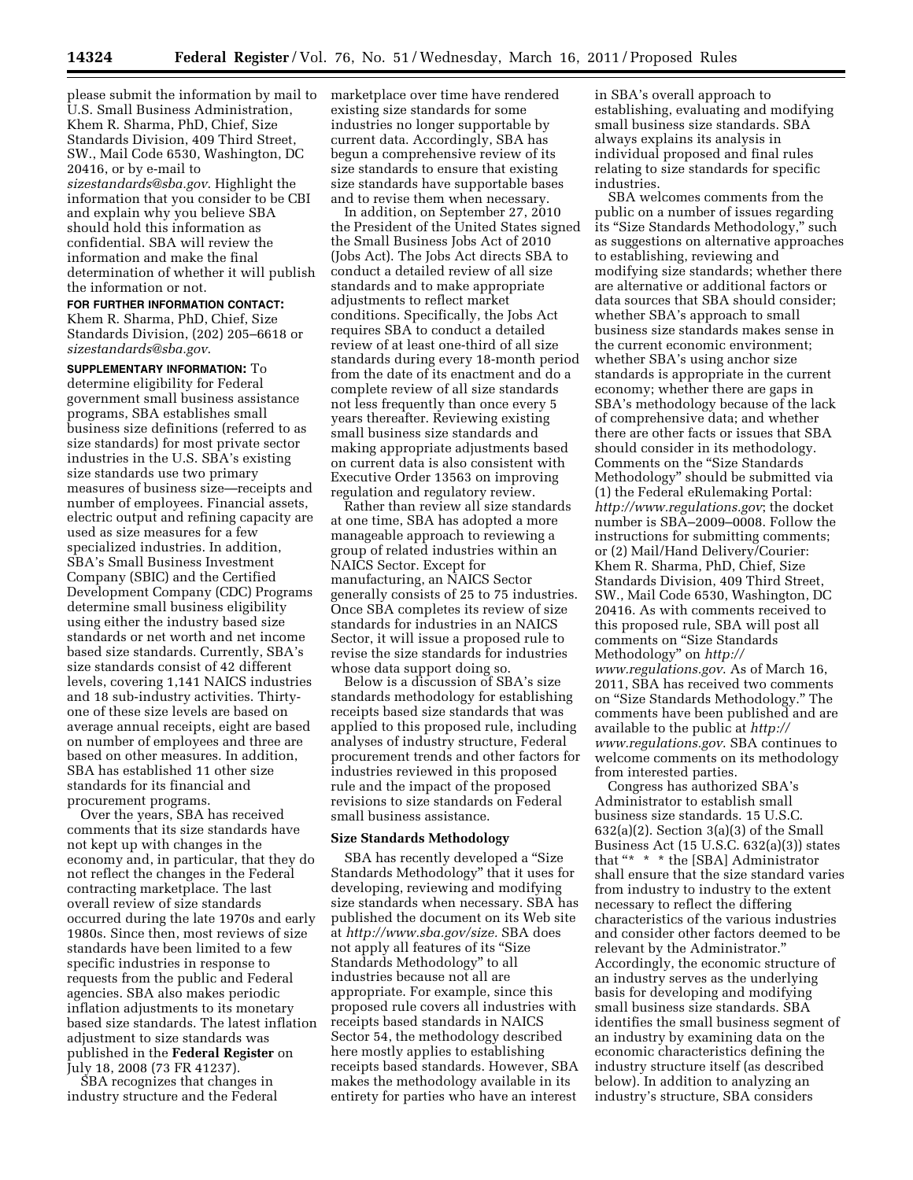please submit the information by mail to U.S. Small Business Administration, Khem R. Sharma, PhD, Chief, Size Standards Division, 409 Third Street, SW., Mail Code 6530, Washington, DC 20416, or by e-mail to *sizestandards@sba.gov*. Highlight the information that you consider to be CBI and explain why you believe SBA should hold this information as confidential. SBA will review the information and make the final determination of whether it will publish the information or not.

**FOR FURTHER INFORMATION CONTACT:** Khem R. Sharma, PhD, Chief, Size Standards Division, (202) 205–6618 or *sizestandards@sba.gov*.

**SUPPLEMENTARY INFORMATION:** To determine eligibility for Federal government small business assistance programs, SBA establishes small business size definitions (referred to as size standards) for most private sector industries in the U.S. SBA's existing size standards use two primary measures of business size—receipts and number of employees. Financial assets, electric output and refining capacity are used as size measures for a few specialized industries. In addition, SBA's Small Business Investment Company (SBIC) and the Certified Development Company (CDC) Programs determine small business eligibility using either the industry based size standards or net worth and net income based size standards. Currently, SBA's size standards consist of 42 different levels, covering 1,141 NAICS industries and 18 sub-industry activities. Thirty-one of these size levels are based on average annual receipts, eight are based on number of employees and three are based on other measures. In addition, SBA has established 11 other size standards for its financial and procurement programs.

Over the years, SBA has received comments that its size standards have not kept up with changes in the economy and, in particular, that they do not reflect the changes in the Federal contracting marketplace. The last overall review of size standards occurred during the late 1970s and early 1980s. Since then, most reviews of size standards have been limited to a few specific industries in response to requests from the public and Federal agencies. SBA also makes periodic inflation adjustments to its monetary based size standards. The latest inflation adjustment to size standards was published in the **Federal Register** on July 18, 2008 (73 FR 41237).

SBA recognizes that changes in industry structure and the Federal marketplace over time have rendered existing size standards for some industries no longer supportable by current data. Accordingly, SBA has begun a comprehensive review of its size standards to ensure that existing size standards have supportable bases and to revise them when necessary.

In addition, on September 27, 2010 the President of the United States signed the Small Business Jobs Act of 2010 (Jobs Act). The Jobs Act directs SBA to conduct a detailed review of all size standards and to make appropriate adjustments to reflect market conditions. Specifically, the Jobs Act requires SBA to conduct a detailed review of at least one-third of all size standards during every 18-month period from the date of its enactment and do a complete review of all size standards not less frequently than once every 5 years thereafter. Reviewing existing small business size standards and making appropriate adjustments based on current data is also consistent with Executive Order 13563 on improving regulation and regulatory review.

Rather than review all size standards at one time, SBA has adopted a more manageable approach to reviewing a group of related industries within an NAICS Sector. Except for manufacturing, an NAICS Sector generally consists of 25 to 75 industries. Once SBA completes its review of size standards for industries in an NAICS Sector, it will issue a proposed rule to revise the size standards for industries whose data support doing so.

Below is a discussion of SBA's size standards methodology for establishing receipts based size standards that was applied to this proposed rule, including analyses of industry structure, Federal procurement trends and other factors for industries reviewed in this proposed rule and the impact of the proposed revisions to size standards on Federal small business assistance.

## Size Standards Methodology

SBA has recently developed a "Size Standards Methodology" that it uses for developing, reviewing and modifying size standards when necessary. SBA has published the document on its Web site at *http://www.sba.gov/size*. SBA does not apply all features of its "Size Standards Methodology" to all industries because not all are appropriate. For example, since this proposed rule covers all industries with receipts based standards in NAICS Sector 54, the methodology described here mostly applies to establishing receipts based standards. However, SBA makes the methodology available in its entirety for parties who have an interest in SBA's overall approach to establishing, evaluating and modifying small business size standards. SBA always explains its analysis in individual proposed and final rules relating to size standards for specific industries.

SBA welcomes comments from the public on a number of issues regarding its "Size Standards Methodology," such as suggestions on alternative approaches to establishing, reviewing and modifying size standards; whether there are alternative or additional factors or data sources that SBA should consider; whether SBA's approach to small business size standards makes sense in the current economic environment; whether SBA's using anchor size standards is appropriate in the current economy; whether there are gaps in SBA's methodology because of the lack of comprehensive data; and whether there are other facts or issues that SBA should consider in its methodology. Comments on the "Size Standards Methodology" should be submitted via (1) the Federal eRulemaking Portal: *http://www.regulations.gov*; the docket number is SBA–2009–0008. Follow the instructions for submitting comments; or (2) Mail/Hand Delivery/Courier: Khem R. Sharma, PhD, Chief, Size Standards Division, 409 Third Street, SW., Mail Code 6530, Washington, DC 20416. As with comments received to this proposed rule, SBA will post all comments on "Size Standards Methodology" on *http://www.regulations.gov*. As of March 16, 2011, SBA has received two comments on "Size Standards Methodology." The comments have been published and are available to the public at *http://www.regulations.gov*. SBA continues to welcome comments on its methodology from interested parties.

Congress has authorized SBA's Administrator to establish small business size standards. 15 U.S.C. 632(a)(2). Section 3(a)(3) of the Small Business Act (15 U.S.C. 632(a)(3)) states that "* * * the [SBA] Administrator shall ensure that the size standard varies from industry to industry to the extent necessary to reflect the differing characteristics of the various industries and consider other factors deemed to be relevant by the Administrator." Accordingly, the economic structure of an industry serves as the underlying basis for developing and modifying small business size standards. SBA identifies the small business segment of an industry by examining data on the economic characteristics defining the industry structure itself (as described below). In addition to analyzing an industry's structure, SBA considers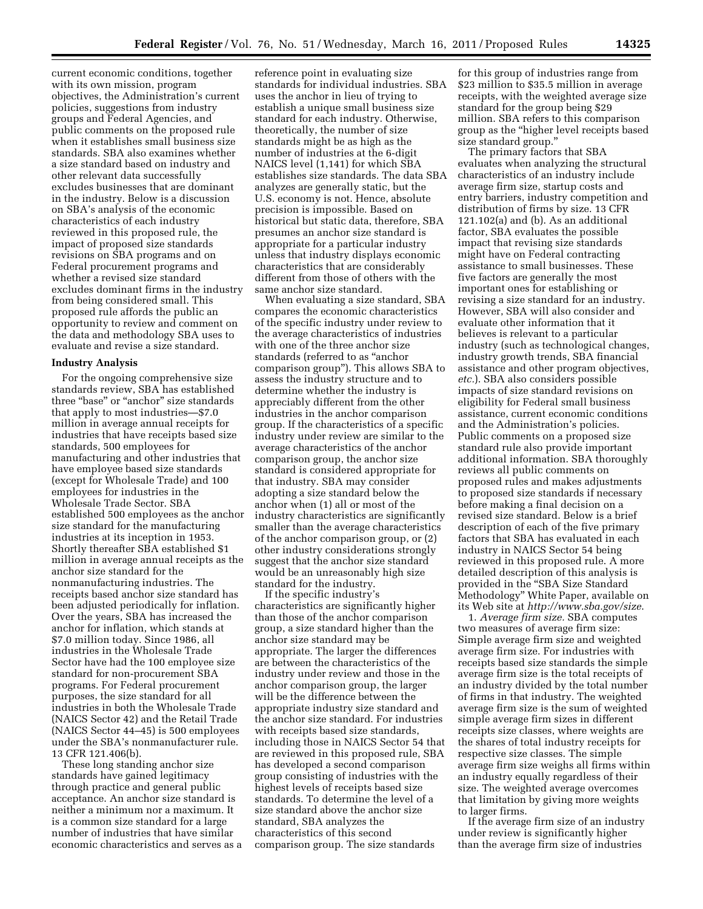current economic conditions, together with its own mission, program objectives, the Administration's current policies, suggestions from industry groups and Federal Agencies, and public comments on the proposed rule when it establishes small business size standards. SBA also examines whether a size standard based on industry and other relevant data successfully excludes businesses that are dominant in the industry. Below is a discussion on SBA's analysis of the economic characteristics of each industry reviewed in this proposed rule, the impact of proposed size standards revisions on SBA programs and on Federal procurement programs and whether a revised size standard excludes dominant firms in the industry from being considered small. This proposed rule affords the public an opportunity to review and comment on the data and methodology SBA uses to evaluate and revise a size standard.

**Industry Analysis**

For the ongoing comprehensive size standards review, SBA has established three "base" or "anchor" size standards that apply to most industries—$7.0 million in average annual receipts for industries that have receipts based size standards, 500 employees for manufacturing and other industries that have employee based size standards (except for Wholesale Trade) and 100 employees for industries in the Wholesale Trade Sector. SBA established 500 employees as the anchor size standard for the manufacturing industries at its inception in 1953. Shortly thereafter SBA established $1 million in average annual receipts as the anchor size standard for the nonmanufacturing industries. The receipts based anchor size standard has been adjusted periodically for inflation. Over the years, SBA has increased the anchor for inflation, which stands at $7.0 million today. Since 1986, all industries in the Wholesale Trade Sector have had the 100 employee size standard for non-procurement SBA programs. For Federal procurement purposes, the size standard for all industries in both the Wholesale Trade (NAICS Sector 42) and the Retail Trade (NAICS Sector 44–45) is 500 employees under the SBA's nonmanufacturer rule. 13 CFR 121.406(b).

These long standing anchor size standards have gained legitimacy through practice and general public acceptance. An anchor size standard is neither a minimum nor a maximum. It is a common size standard for a large number of industries that have similar economic characteristics and serves as a reference point in evaluating size standards for individual industries. SBA uses the anchor in lieu of trying to establish a unique small business size standard for each industry. Otherwise, theoretically, the number of size standards might be as high as the number of industries at the 6-digit NAICS level (1,141) for which SBA establishes size standards. The data SBA analyzes are generally static, but the U.S. economy is not. Hence, absolute precision is impossible. Based on historical but static data, therefore, SBA presumes an anchor size standard is appropriate for a particular industry unless that industry displays economic characteristics that are considerably different from those of others with the same anchor size standard.

When evaluating a size standard, SBA compares the economic characteristics of the specific industry under review to the average characteristics of industries with one of the three anchor size standards (referred to as "anchor comparison group"). This allows SBA to assess the industry structure and to determine whether the industry is appreciably different from the other industries in the anchor comparison group. If the characteristics of a specific industry under review are similar to the average characteristics of the anchor comparison group, the anchor size standard is considered appropriate for that industry. SBA may consider adopting a size standard below the anchor when (1) all or most of the industry characteristics are significantly smaller than the average characteristics of the anchor comparison group, or (2) other industry considerations strongly suggest that the anchor size standard would be an unreasonably high size standard for the industry.

If the specific industry's characteristics are significantly higher than those of the anchor comparison group, a size standard higher than the anchor size standard may be appropriate. The larger the differences are between the characteristics of the industry under review and those in the anchor comparison group, the larger will be the difference between the appropriate industry size standard and the anchor size standard. For industries with receipts based size standards, including those in NAICS Sector 54 that are reviewed in this proposed rule, SBA has developed a second comparison group consisting of industries with the highest levels of receipts based size standards. To determine the level of a size standard above the anchor size standard, SBA analyzes the characteristics of this second comparison group. The size standards for this group of industries range from $23 million to $35.5 million in average receipts, with the weighted average size standard for the group being $29 million. SBA refers to this comparison group as the "higher level receipts based size standard group."

The primary factors that SBA evaluates when analyzing the structural characteristics of an industry include average firm size, startup costs and entry barriers, industry competition and distribution of firms by size. 13 CFR 121.102(a) and (b). As an additional factor, SBA evaluates the possible impact that revising size standards might have on Federal contracting assistance to small businesses. These five factors are generally the most important ones for establishing or revising a size standard for an industry. However, SBA will also consider and evaluate other information that it believes is relevant to a particular industry (such as technological changes, industry growth trends, SBA financial assistance and other program objectives, *etc.*). SBA also considers possible impacts of size standard revisions on eligibility for Federal small business assistance, current economic conditions and the Administration's policies. Public comments on a proposed size standard rule also provide important additional information. SBA thoroughly reviews all public comments on proposed rules and makes adjustments to proposed size standards if necessary before making a final decision on a revised size standard. Below is a brief description of each of the five primary factors that SBA has evaluated in each industry in NAICS Sector 54 being reviewed in this proposed rule. A more detailed description of this analysis is provided in the "SBA Size Standard Methodology" White Paper, available on its Web site at *http://www.sba.gov/size*.

1. *Average firm size.* SBA computes two measures of average firm size: Simple average firm size and weighted average firm size. For industries with receipts based size standards the simple average firm size is the total receipts of an industry divided by the total number of firms in that industry. The weighted average firm size is the sum of weighted simple average firm sizes in different receipts size classes, where weights are the shares of total industry receipts for respective size classes. The simple average firm size weighs all firms within an industry equally regardless of their size. The weighted average overcomes that limitation by giving more weights to larger firms.

If the average firm size of an industry under review is significantly higher than the average firm size of industries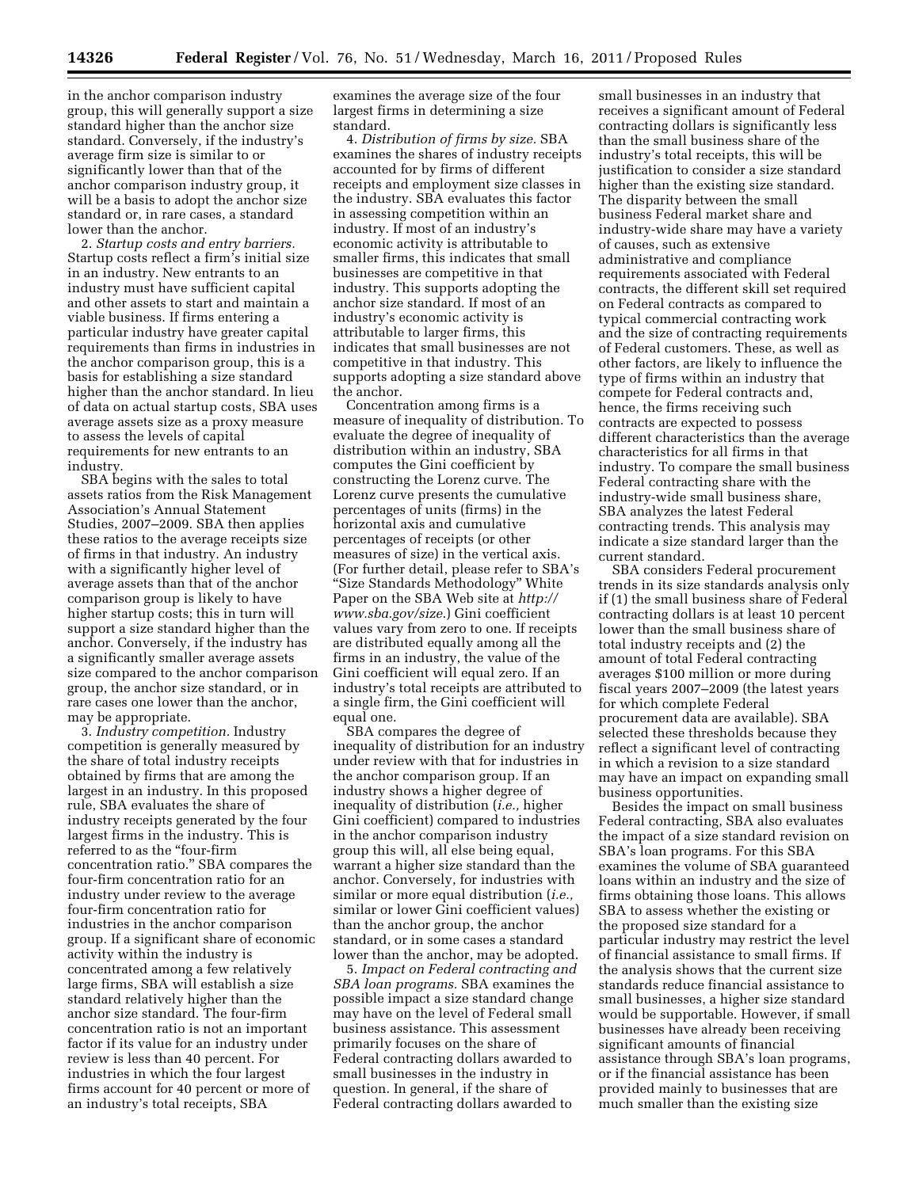in the anchor comparison industry group, this will generally support a size standard higher than the anchor size standard. Conversely, if the industry's average firm size is similar to or significantly lower than that of the anchor comparison industry group, it will be a basis to adopt the anchor size standard or, in rare cases, a standard lower than the anchor.

2. *Startup costs and entry barriers.* Startup costs reflect a firm's initial size in an industry. New entrants to an industry must have sufficient capital and other assets to start and maintain a viable business. If firms entering a particular industry have greater capital requirements than firms in industries in the anchor comparison group, this is a basis for establishing a size standard higher than the anchor standard. In lieu of data on actual startup costs, SBA uses average assets size as a proxy measure to assess the levels of capital requirements for new entrants to an industry.

SBA begins with the sales to total assets ratios from the Risk Management Association's Annual Statement Studies, 2007–2009. SBA then applies these ratios to the average receipts size of firms in that industry. An industry with a significantly higher level of average assets than that of the anchor comparison group is likely to have higher startup costs; this in turn will support a size standard higher than the anchor. Conversely, if the industry has a significantly smaller average assets size compared to the anchor comparison group, the anchor size standard, or in rare cases one lower than the anchor, may be appropriate.

3. *Industry competition.* Industry competition is generally measured by the share of total industry receipts obtained by firms that are among the largest in an industry. In this proposed rule, SBA evaluates the share of industry receipts generated by the four largest firms in the industry. This is referred to as the "four-firm concentration ratio." SBA compares the four-firm concentration ratio for an industry under review to the average four-firm concentration ratio for industries in the anchor comparison group. If a significant share of economic activity within the industry is concentrated among a few relatively large firms, SBA will establish a size standard relatively higher than the anchor size standard. The four-firm concentration ratio is not an important factor if its value for an industry under review is less than 40 percent. For industries in which the four largest firms account for 40 percent or more of an industry's total receipts, SBA examines the average size of the four largest firms in determining a size standard.

4. *Distribution of firms by size.* SBA examines the shares of industry receipts accounted for by firms of different receipts and employment size classes in the industry. SBA evaluates this factor in assessing competition within an industry. If most of an industry's economic activity is attributable to smaller firms, this indicates that small businesses are competitive in that industry. This supports adopting the anchor size standard. If most of an industry's economic activity is attributable to larger firms, this indicates that small businesses are not competitive in that industry. This supports adopting a size standard above the anchor.

Concentration among firms is a measure of inequality of distribution. To evaluate the degree of inequality of distribution within an industry, SBA computes the Gini coefficient by constructing the Lorenz curve. The Lorenz curve presents the cumulative percentages of units (firms) in the horizontal axis and cumulative percentages of receipts (or other measures of size) in the vertical axis. (For further detail, please refer to SBA's "Size Standards Methodology" White Paper on the SBA Web site at *http://www.sba.gov/size*.) Gini coefficient values vary from zero to one. If receipts are distributed equally among all the firms in an industry, the value of the Gini coefficient will equal zero. If an industry's total receipts are attributed to a single firm, the Gini coefficient will equal one.

SBA compares the degree of inequality of distribution for an industry under review with that for industries in the anchor comparison group. If an industry shows a higher degree of inequality of distribution (*i.e.,* higher Gini coefficient) compared to industries in the anchor comparison industry group this will, all else being equal, warrant a higher size standard than the anchor. Conversely, for industries with similar or more equal distribution (*i.e.,* similar or lower Gini coefficient values) than the anchor group, the anchor standard, or in some cases a standard lower than the anchor, may be adopted.

5. *Impact on Federal contracting and SBA loan programs.* SBA examines the possible impact a size standard change may have on the level of Federal small business assistance. This assessment primarily focuses on the share of Federal contracting dollars awarded to small businesses in the industry in question. In general, if the share of Federal contracting dollars awarded to small businesses in an industry that receives a significant amount of Federal contracting dollars is significantly less than the small business share of the industry's total receipts, this will be justification to consider a size standard higher than the existing size standard. The disparity between the small business Federal market share and industry-wide share may have a variety of causes, such as extensive administrative and compliance requirements associated with Federal contracts, the different skill set required on Federal contracts as compared to typical commercial contracting work and the size of contracting requirements of Federal customers. These, as well as other factors, are likely to influence the type of firms within an industry that compete for Federal contracts and, hence, the firms receiving such contracts are expected to possess different characteristics than the average characteristics for all firms in that industry. To compare the small business Federal contracting share with the industry-wide small business share, SBA analyzes the latest Federal contracting trends. This analysis may indicate a size standard larger than the current standard.

SBA considers Federal procurement trends in its size standards analysis only if (1) the small business share of Federal contracting dollars is at least 10 percent lower than the small business share of total industry receipts and (2) the amount of total Federal contracting averages $100 million or more during fiscal years 2007–2009 (the latest years for which complete Federal procurement data are available). SBA selected these thresholds because they reflect a significant level of contracting in which a revision to a size standard may have an impact on expanding small business opportunities.

Besides the impact on small business Federal contracting, SBA also evaluates the impact of a size standard revision on SBA's loan programs. For this SBA examines the volume of SBA guaranteed loans within an industry and the size of firms obtaining those loans. This allows SBA to assess whether the existing or the proposed size standard for a particular industry may restrict the level of financial assistance to small firms. If the analysis shows that the current size standards reduce financial assistance to small businesses, a higher size standard would be supportable. However, if small businesses have already been receiving significant amounts of financial assistance through SBA's loan programs, or if the financial assistance has been provided mainly to businesses that are much smaller than the existing size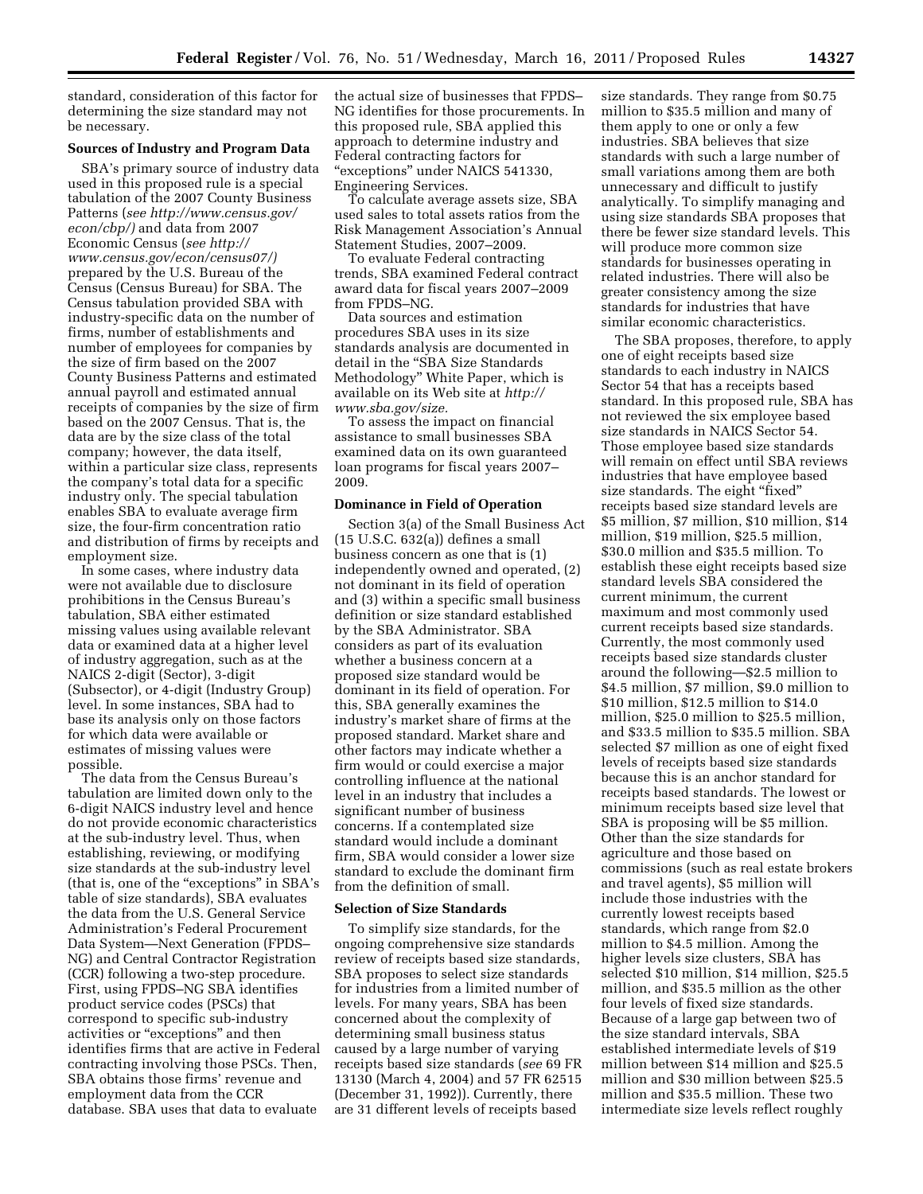standard, consideration of this factor for determining the size standard may not be necessary.

**Sources of Industry and Program Data**

SBA's primary source of industry data used in this proposed rule is a special tabulation of the 2007 County Business Patterns (*see http://www.census.gov/econ/cbp/)* and data from 2007 Economic Census (*see http://www.census.gov/econ/census07/)* prepared by the U.S. Bureau of the Census (Census Bureau) for SBA. The Census tabulation provided SBA with industry-specific data on the number of firms, number of establishments and number of employees for companies by the size of firm based on the 2007 County Business Patterns and estimated annual payroll and estimated annual receipts of companies by the size of firm based on the 2007 Census. That is, the data are by the size class of the total company; however, the data itself, within a particular size class, represents the company's total data for a specific industry only. The special tabulation enables SBA to evaluate average firm size, the four-firm concentration ratio and distribution of firms by receipts and employment size.

In some cases, where industry data were not available due to disclosure prohibitions in the Census Bureau's tabulation, SBA either estimated missing values using available relevant data or examined data at a higher level of industry aggregation, such as at the NAICS 2-digit (Sector), 3-digit (Subsector), or 4-digit (Industry Group) level. In some instances, SBA had to base its analysis only on those factors for which data were available or estimates of missing values were possible.

The data from the Census Bureau's tabulation are limited down only to the 6-digit NAICS industry level and hence do not provide economic characteristics at the sub-industry level. Thus, when establishing, reviewing, or modifying size standards at the sub-industry level (that is, one of the "exceptions" in SBA's table of size standards), SBA evaluates the data from the U.S. General Service Administration's Federal Procurement Data System—Next Generation (FPDS–NG) and Central Contractor Registration (CCR) following a two-step procedure. First, using FPDS–NG SBA identifies product service codes (PSCs) that correspond to specific sub-industry activities or "exceptions" and then identifies firms that are active in Federal contracting involving those PSCs. Then, SBA obtains those firms' revenue and employment data from the CCR database. SBA uses that data to evaluate the actual size of businesses that FPDS–NG identifies for those procurements. In this proposed rule, SBA applied this approach to determine industry and Federal contracting factors for "exceptions" under NAICS 541330, Engineering Services.

To calculate average assets size, SBA used sales to total assets ratios from the Risk Management Association's Annual Statement Studies, 2007–2009.

To evaluate Federal contracting trends, SBA examined Federal contract award data for fiscal years 2007–2009 from FPDS–NG.

Data sources and estimation procedures SBA uses in its size standards analysis are documented in detail in the "SBA Size Standards Methodology" White Paper, which is available on its Web site at *http://www.sba.gov/size.*

To assess the impact on financial assistance to small businesses SBA examined data on its own guaranteed loan programs for fiscal years 2007–2009.

**Dominance in Field of Operation**

Section 3(a) of the Small Business Act (15 U.S.C. 632(a)) defines a small business concern as one that is (1) independently owned and operated, (2) not dominant in its field of operation and (3) within a specific small business definition or size standard established by the SBA Administrator. SBA considers as part of its evaluation whether a business concern at a proposed size standard would be dominant in its field of operation. For this, SBA generally examines the industry's market share of firms at the proposed standard. Market share and other factors may indicate whether a firm would or could exercise a major controlling influence at the national level in an industry that includes a significant number of business concerns. If a contemplated size standard would include a dominant firm, SBA would consider a lower size standard to exclude the dominant firm from the definition of small.

**Selection of Size Standards**

To simplify size standards, for the ongoing comprehensive size standards review of receipts based size standards, SBA proposes to select size standards for industries from a limited number of levels. For many years, SBA has been concerned about the complexity of determining small business status caused by a large number of varying receipts based size standards (*see* 69 FR 13130 (March 4, 2004) and 57 FR 62515 (December 31, 1992)). Currently, there are 31 different levels of receipts based size standards. They range from $0.75 million to $35.5 million and many of them apply to one or only a few industries. SBA believes that size standards with such a large number of small variations among them are both unnecessary and difficult to justify analytically. To simplify managing and using size standards SBA proposes that there be fewer size standard levels. This will produce more common size standards for businesses operating in related industries. There will also be greater consistency among the size standards for industries that have similar economic characteristics.

The SBA proposes, therefore, to apply one of eight receipts based size standards to each industry in NAICS Sector 54 that has a receipts based standard. In this proposed rule, SBA has not reviewed the six employee based size standards in NAICS Sector 54. Those employee based size standards will remain on effect until SBA reviews industries that have employee based size standards. The eight "fixed" receipts based size standard levels are $5 million, $7 million, $10 million, $14 million, $19 million, $25.5 million, $30.0 million and $35.5 million. To establish these eight receipts based size standard levels SBA considered the current minimum, the current maximum and most commonly used current receipts based size standards. Currently, the most commonly used receipts based size standards cluster around the following—$2.5 million to $4.5 million, $7 million, $9.0 million to $10 million, $12.5 million to $14.0 million, $25.0 million to $25.5 million, and $33.5 million to $35.5 million. SBA selected $7 million as one of eight fixed levels of receipts based size standards because this is an anchor standard for receipts based standards. The lowest or minimum receipts based size level that SBA is proposing will be $5 million. Other than the size standards for agriculture and those based on commissions (such as real estate brokers and travel agents), $5 million will include those industries with the currently lowest receipts based standards, which range from $2.0 million to $4.5 million. Among the higher levels size clusters, SBA has selected $10 million, $14 million, $25.5 million, and $35.5 million as the other four levels of fixed size standards. Because of a large gap between two of the size standard intervals, SBA established intermediate levels of $19 million between $14 million and $25.5 million and $30 million between $25.5 million and $35.5 million. These two intermediate size levels reflect roughly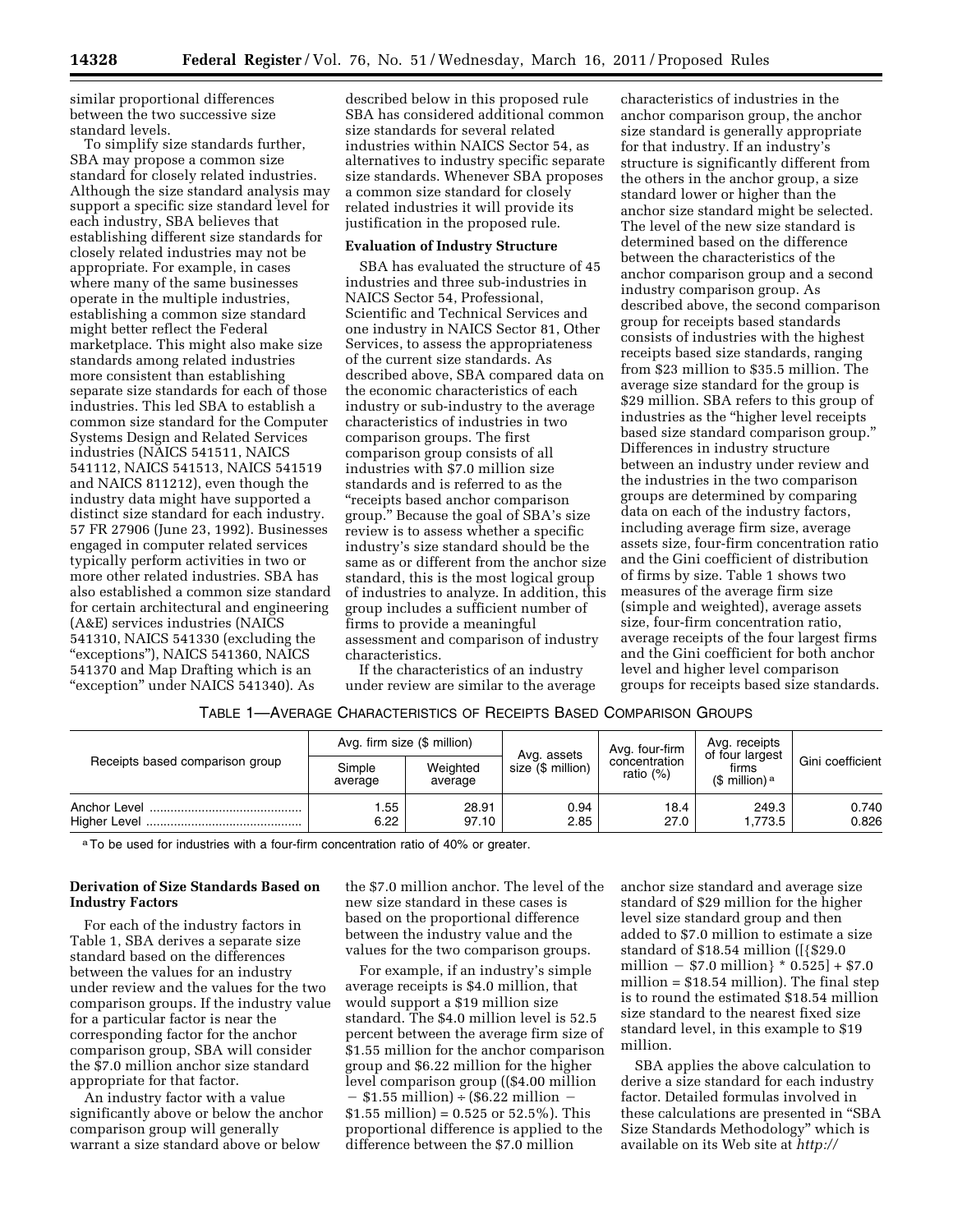similar proportional differences between the two successive size standard levels.

To simplify size standards further, SBA may propose a common size standard for closely related industries. Although the size standard analysis may support a specific size standard level for each industry, SBA believes that establishing different size standards for closely related industries may not be appropriate. For example, in cases where many of the same businesses operate in the multiple industries, establishing a common size standard might better reflect the Federal marketplace. This might also make size standards among related industries more consistent than establishing separate size standards for each of those industries. This led SBA to establish a common size standard for the Computer Systems Design and Related Services industries (NAICS 541511, NAICS 541112, NAICS 541513, NAICS 541519 and NAICS 811212), even though the industry data might have supported a distinct size standard for each industry. 57 FR 27906 (June 23, 1992). Businesses engaged in computer related services typically perform activities in two or more other related industries. SBA has also established a common size standard for certain architectural and engineering (A&E) services industries (NAICS 541310, NAICS 541330 (excluding the "exceptions"), NAICS 541360, NAICS 541370 and Map Drafting which is an "exception" under NAICS 541340). As described below in this proposed rule SBA has considered additional common size standards for several related industries within NAICS Sector 54, as alternatives to industry specific separate size standards. Whenever SBA proposes a common size standard for closely related industries it will provide its justification in the proposed rule.

**Evaluation of Industry Structure**

SBA has evaluated the structure of 45 industries and three sub-industries in NAICS Sector 54, Professional, Scientific and Technical Services and one industry in NAICS Sector 81, Other Services, to assess the appropriateness of the current size standards. As described above, SBA compared data on the economic characteristics of each industry or sub-industry to the average characteristics of industries in two comparison groups. The first comparison group consists of all industries with $7.0 million size standards and is referred to as the "receipts based anchor comparison group." Because the goal of SBA's size review is to assess whether a specific industry's size standard should be the same as or different from the anchor size standard, this is the most logical group of industries to analyze. In addition, this group includes a sufficient number of firms to provide a meaningful assessment and comparison of industry characteristics.

If the characteristics of an industry under review are similar to the average characteristics of industries in the anchor comparison group, the anchor size standard is generally appropriate for that industry. If an industry's structure is significantly different from the others in the anchor group, a size standard lower or higher than the anchor size standard might be selected. The level of the new size standard is determined based on the difference between the characteristics of the anchor comparison group and a second industry comparison group. As described above, the second comparison group for receipts based standards consists of industries with the highest receipts based size standards, ranging from $23 million to $35.5 million. The average size standard for the group is $29 million. SBA refers to this group of industries as the "higher level receipts based size standard comparison group." Differences in industry structure between an industry under review and the industries in the two comparison groups are determined by comparing data on each of the industry factors, including average firm size, average assets size, four-firm concentration ratio and the Gini coefficient of distribution of firms by size. Table 1 shows two measures of the average firm size (simple and weighted), average assets size, four-firm concentration ratio, average receipts of the four largest firms and the Gini coefficient for both anchor level and higher level comparison groups for receipts based size standards.

TABLE 1—AVERAGE CHARACTERISTICS OF RECEIPTS BASED COMPARISON GROUPS

| Receipts based comparison group | Avg. firm size ($ million) | | Avg. assets size ($ million) | Avg. four-firm concentration ratio (%) | Avg. receipts of four largest firms ($ million) [a] | Gini coefficient |
|---|---|---|---|---|---|---|
| | Simple average | Weighted average | | | | |
| Anchor Level | 1.55 | 28.91 | 0.94 | 18.4 | 249.3 | 0.740 |
| Higher Level | 6.22 | 97.10 | 2.85 | 27.0 | 1,773.5 | 0.826 |

[a] To be used for industries with a four-firm concentration ratio of 40% or greater.

**Derivation of Size Standards Based on Industry Factors**

For each of the industry factors in Table 1, SBA derives a separate size standard based on the differences between the values for an industry under review and the values for the two comparison groups. If the industry value for a particular factor is near the corresponding factor for the anchor comparison group, SBA will consider the $7.0 million anchor size standard appropriate for that factor.

An industry factor with a value significantly above or below the anchor comparison group will generally warrant a size standard above or below the $7.0 million anchor. The level of the new size standard in these cases is based on the proportional difference between the industry value and the values for the two comparison groups.

For example, if an industry's simple average receipts is $4.0 million, that would support a $19 million size standard. The $4.0 million level is 52.5 percent between the average firm size of $1.55 million for the anchor comparison group and $6.22 million for the higher level comparison group (($4.00 million − $1.55 million) ÷ ($6.22 million − $1.55 million) = 0.525 or 52.5%). This proportional difference is applied to the difference between the $7.0 million anchor size standard and average size standard of $29 million for the higher level size standard group and then added to $7.0 million to estimate a size standard of $18.54 million ([{$29.0 million − $7.0 million} * 0.525] + $7.0 million = $18.54 million). The final step is to round the estimated $18.54 million size standard to the nearest fixed size standard level, in this example to $19 million.

SBA applies the above calculation to derive a size standard for each industry factor. Detailed formulas involved in these calculations are presented in "SBA Size Standards Methodology" which is available on its Web site at *http://*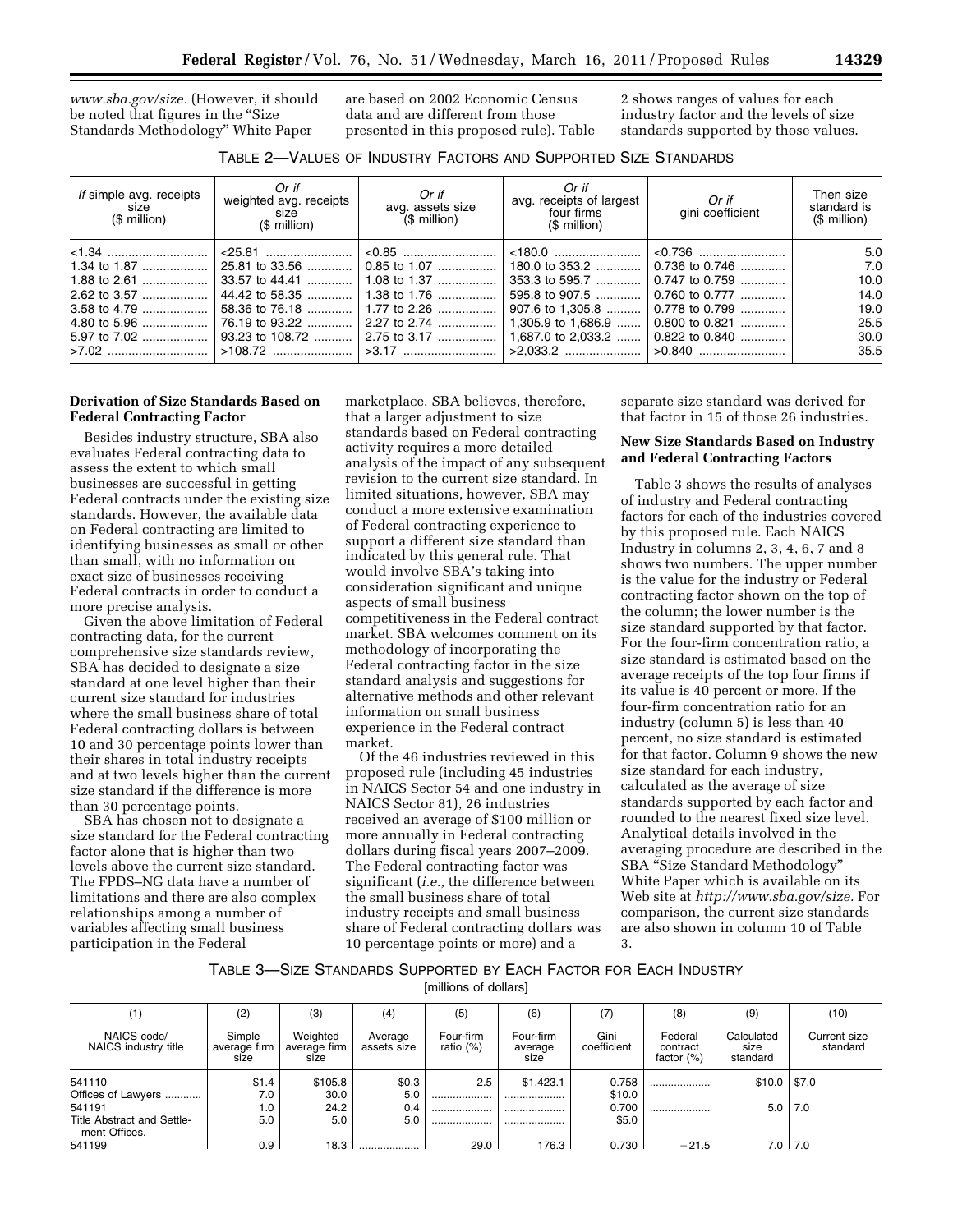*www.sba.gov/size.* (However, it should be noted that figures in the "Size Standards Methodology" White Paper are based on 2002 Economic Census data and are different from those presented in this proposed rule). Table 2 shows ranges of values for each industry factor and the levels of size standards supported by those values.

TABLE 2—VALUES OF INDUSTRY FACTORS AND SUPPORTED SIZE STANDARDS

| *If* simple avg. receipts size ($ million) | *Or if* weighted avg. receipts size ($ million) | *Or if* avg. assets size ($ million) | *Or if* avg. receipts of largest four firms ($ million) | *Or if* gini coefficient | Then size standard is ($ million) |
|---|---|---|---|---|---|
| <1.34 | <25.81 | <0.85 | <180.0 | <0.736 | 5.0 |
| 1.34 to 1.87 | 25.81 to 33.56 | 0.85 to 1.07 | 180.0 to 353.2 | 0.736 to 0.746 | 7.0 |
| 1.88 to 2.61 | 33.57 to 44.41 | 1.08 to 1.37 | 353.3 to 595.7 | 0.747 to 0.759 | 10.0 |
| 2.62 to 3.57 | 44.42 to 58.35 | 1.38 to 1.76 | 595.8 to 907.5 | 0.760 to 0.777 | 14.0 |
| 3.58 to 4.79 | 58.36 to 76.18 | 1.77 to 2.26 | 907.6 to 1,305.8 | 0.778 to 0.799 | 19.0 |
| 4.80 to 5.96 | 76.19 to 93.22 | 2.27 to 2.74 | 1,305.9 to 1,686.9 | 0.800 to 0.821 | 25.5 |
| 5.97 to 7.02 | 93.23 to 108.72 | 2.75 to 3.17 | 1,687.0 to 2,033.2 | 0.822 to 0.840 | 30.0 |
| >7.02 | >108.72 | >3.17 | >2,033.2 | >0.840 | 35.5 |

**Derivation of Size Standards Based on Federal Contracting Factor**

Besides industry structure, SBA also evaluates Federal contracting data to assess the extent to which small businesses are successful in getting Federal contracts under the existing size standards. However, the available data on Federal contracting are limited to identifying businesses as small or other than small, with no information on exact size of businesses receiving Federal contracts in order to conduct a more precise analysis.

Given the above limitation of Federal contracting data, for the current comprehensive size standards review, SBA has decided to designate a size standard at one level higher than their current size standard for industries where the small business share of total Federal contracting dollars is between 10 and 30 percentage points lower than their shares in total industry receipts and at two levels higher than the current size standard if the difference is more than 30 percentage points.

SBA has chosen not to designate a size standard for the Federal contracting factor alone that is higher than two levels above the current size standard. The FPDS–NG data have a number of limitations and there are also complex relationships among a number of variables affecting small business participation in the Federal marketplace. SBA believes, therefore, that a larger adjustment to size standards based on Federal contracting activity requires a more detailed analysis of the impact of any subsequent revision to the current size standard. In limited situations, however, SBA may conduct a more extensive examination of Federal contracting experience to support a different size standard than indicated by this general rule. That would involve SBA's taking into consideration significant and unique aspects of small business competitiveness in the Federal contract market. SBA welcomes comment on its methodology of incorporating the Federal contracting factor in the size standard analysis and suggestions for alternative methods and other relevant information on small business experience in the Federal contract market.

Of the 46 industries reviewed in this proposed rule (including 45 industries in NAICS Sector 54 and one industry in NAICS Sector 81), 26 industries received an average of $100 million or more annually in Federal contracting dollars during fiscal years 2007–2009. The Federal contracting factor was significant (*i.e.,* the difference between the small business share of total industry receipts and small business share of Federal contracting dollars was 10 percentage points or more) and a separate size standard was derived for that factor in 15 of those 26 industries.

**New Size Standards Based on Industry and Federal Contracting Factors**

Table 3 shows the results of analyses of industry and Federal contracting factors for each of the industries covered by this proposed rule. Each NAICS Industry in columns 2, 3, 4, 6, 7 and 8 shows two numbers. The upper number is the value for the industry or Federal contracting factor shown on the top of the column; the lower number is the size standard supported by that factor. For the four-firm concentration ratio, a size standard is estimated based on the average receipts of the top four firms if its value is 40 percent or more. If the four-firm concentration ratio for an industry (column 5) is less than 40 percent, no size standard is estimated for that factor. Column 9 shows the new size standard for each industry, calculated as the average of size standards supported by each factor and rounded to the nearest fixed size level. Analytical details involved in the averaging procedure are described in the SBA "Size Standard Methodology" White Paper which is available on its Web site at *http://www.sba.gov/size.* For comparison, the current size standards are also shown in column 10 of Table 3.

TABLE 3—SIZE STANDARDS SUPPORTED BY EACH FACTOR FOR EACH INDUSTRY
[millions of dollars]

| (1) | (2) | (3) | (4) | (5) | (6) | (7) | (8) | (9) | (10) |
|---|---|---|---|---|---|---|---|---|---|
| NAICS code/ NAICS industry title | Simple average firm size | Weighted average firm size | Average assets size | Four-firm ratio (%) | Four-firm average size | Gini coefficient | Federal contract factor (%) | Calculated size standard | Current size standard |
| 541110 | $1.4 | $105.8 | $0.3 | 2.5 | $1,423.1 | 0.758 | ........ | $10.0 | $7.0 |
| Offices of Lawyers | 7.0 | 30.0 | 5.0 | ........ | ........ | $10.0 | | | |
| 541191 | 1.0 | 24.2 | 0.4 | ........ | ........ | 0.700 | ........ | 5.0 | 7.0 |
| Title Abstract and Settlement Offices. | 5.0 | 5.0 | 5.0 | ........ | ........ | $5.0 | | | |
| 541199 | 0.9 | 18.3 | ........ | 29.0 | 176.3 | 0.730 | −21.5 | 7.0 | 7.0 |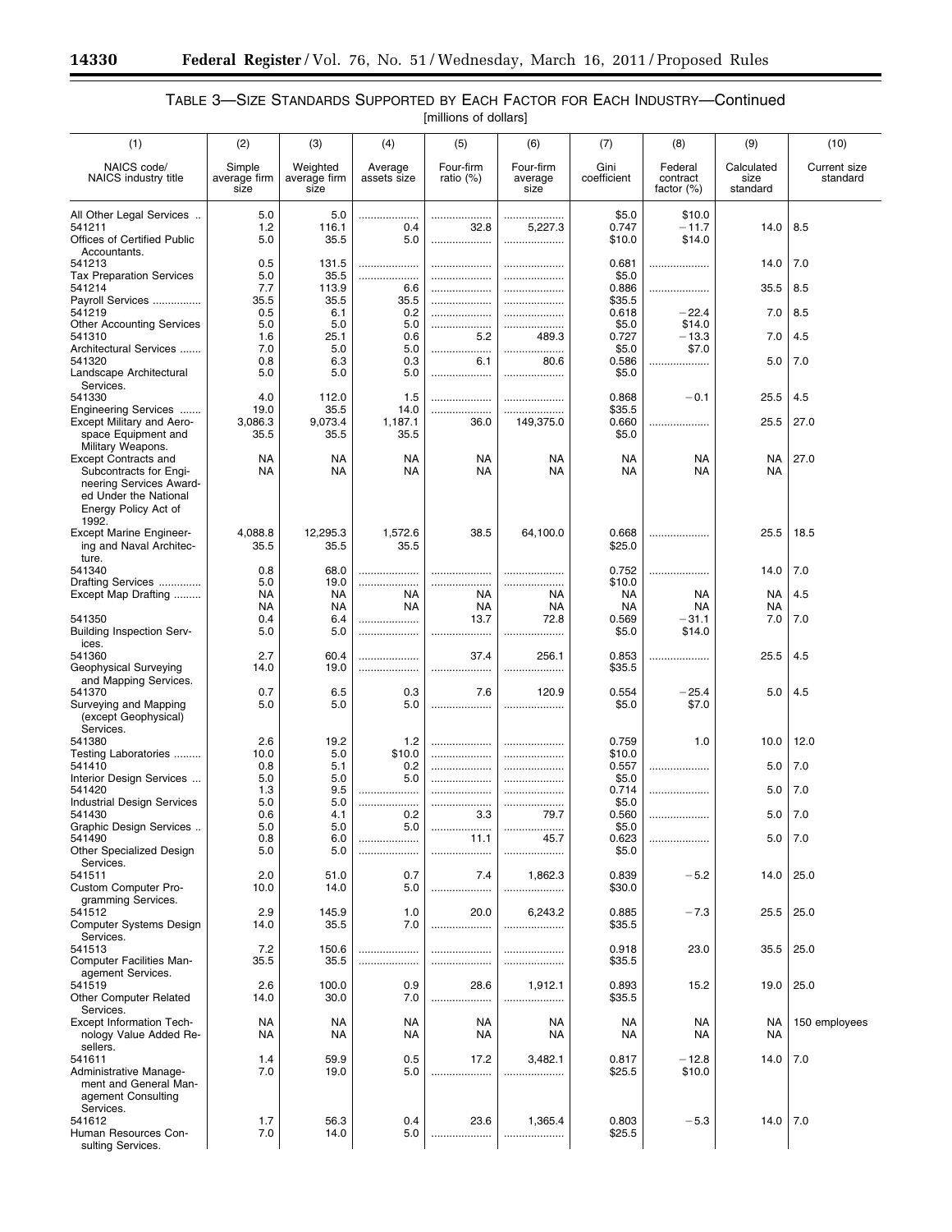## TABLE 3—SIZE STANDARDS SUPPORTED BY EACH FACTOR FOR EACH INDUSTRY—Continued

[millions of dollars]

| (1) | (2) | (3) | (4) | (5) | (6) | (7) | (8) | (9) | (10) |
|---|---|---|---|---|---|---|---|---|---|
| NAICS code/ NAICS industry title | Simple average firm size | Weighted average firm size | Average assets size | Four-firm ratio (%) | Four-firm average size | Gini coefficient | Federal contract factor (%) | Calculated size standard | Current size standard |
| All Other Legal Services .. | 5.0 | 5.0 | .................... | .................... | .................... | $5.0 | $10.0 | | |
| 541211 | 1.2 | 116.1 | 0.4 | 32.8 | 5,227.3 | 0.747 | −11.7 | 14.0 | 8.5 |
| Offices of Certified Public Accountants. | 5.0 | 35.5 | 5.0 | .................... | .................... | $10.0 | $14.0 | | |
| 541213 | 0.5 | 131.5 | .................... | .................... | .................... | 0.681 | .................... | 14.0 | 7.0 |
| Tax Preparation Services | 5.0 | 35.5 | .................... | .................... | .................... | $5.0 | | | |
| 541214 | 7.7 | 113.9 | 6.6 | .................... | .................... | 0.886 | .................... | 35.5 | 8.5 |
| Payroll Services ................ | 35.5 | 35.5 | 35.5 | .................... | .................... | $35.5 | | | |
| 541219 | 0.5 | 6.1 | 0.2 | .................... | .................... | 0.618 | −22.4 | 7.0 | 8.5 |
| Other Accounting Services | 5.0 | 5.0 | 5.0 | .................... | .................... | $5.0 | $14.0 | | |
| 541310 | 1.6 | 25.1 | 0.6 | 5.2 | 489.3 | 0.727 | −13.3 | 7.0 | 4.5 |
| Architectural Services ....... | 7.0 | 5.0 | 5.0 | .................... | .................... | $5.0 | $7.0 | | |
| 541320 | 0.8 | 6.3 | 0.3 | 6.1 | 80.6 | 0.586 | .................... | 5.0 | 7.0 |
| Landscape Architectural Services. | 5.0 | 5.0 | 5.0 | .................... | .................... | $5.0 | | | |
| 541330 | 4.0 | 112.0 | 1.5 | .................... | .................... | 0.868 | −0.1 | 25.5 | 4.5 |
| Engineering Services ....... | 19.0 | 35.5 | 14.0 | .................... | .................... | $35.5 | | | |
| Except Military and Aerospace Equipment and Military Weapons. | 3,086.3 | 9,073.4 | 1,187.1 | 36.0 | 149,375.0 | 0.660 | .................... | 25.5 | 27.0 |
| | 35.5 | 35.5 | 35.5 | | | $5.0 | | | |
| Except Contracts and Subcontracts for Engineering Services Awarded Under the National Energy Policy Act of 1992. | NA | NA | NA | NA | NA | NA | NA | NA | 27.0 |
| | NA | NA | NA | NA | NA | NA | NA | NA | |
| Except Marine Engineering and Naval Architecture. | 4,088.8 | 12,295.3 | 1,572.6 | 38.5 | 64,100.0 | 0.668 | .................... | 25.5 | 18.5 |
| | 35.5 | 35.5 | 35.5 | | | $25.0 | | | |
| 541340 | 0.8 | 68.0 | .................... | .................... | .................... | 0.752 | .................... | 14.0 | 7.0 |
| Drafting Services ............. | 5.0 | 19.0 | .................... | .................... | .................... | $10.0 | | | |
| Except Map Drafting ......... | NA | NA | NA | NA | NA | NA | NA | NA | 4.5 |
| | NA | NA | NA | NA | NA | NA | NA | NA | |
| 541350 | 0.4 | 6.4 | .................... | 13.7 | 72.8 | 0.569 | −31.1 | 7.0 | 7.0 |
| Building Inspection Services. | 5.0 | 5.0 | .................... | .................... | .................... | $5.0 | $14.0 | | |
| 541360 | 2.7 | 60.4 | .................... | 37.4 | 256.1 | 0.853 | .................... | 25.5 | 4.5 |
| Geophysical Surveying and Mapping Services. | 14.0 | 19.0 | .................... | .................... | .................... | $35.5 | | | |
| 541370 | 0.7 | 6.5 | 0.3 | 7.6 | 120.9 | 0.554 | −25.4 | 5.0 | 4.5 |
| Surveying and Mapping (except Geophysical) Services. | 5.0 | 5.0 | 5.0 | .................... | .................... | $5.0 | $7.0 | | |
| 541380 | 2.6 | 19.2 | 1.2 | .................... | .................... | 0.759 | 1.0 | 10.0 | 12.0 |
| Testing Laboratories ......... | 10.0 | 5.0 | $10.0 | .................... | .................... | $10.0 | | | |
| 541410 | 0.8 | 5.1 | 0.2 | .................... | .................... | 0.557 | .................... | 5.0 | 7.0 |
| Interior Design Services ... | 5.0 | 5.0 | 5.0 | .................... | .................... | $5.0 | | | |
| 541420 | 1.3 | 9.5 | .................... | .................... | .................... | 0.714 | .................... | 5.0 | 7.0 |
| Industrial Design Services | 5.0 | 5.0 | .................... | .................... | .................... | $5.0 | | | |
| 541430 | 0.6 | 4.1 | 0.2 | 3.3 | 79.7 | 0.560 | .................... | 5.0 | 7.0 |
| Graphic Design Services .. | 5.0 | 5.0 | 5.0 | .................... | .................... | $5.0 | | | |
| 541490 | 0.8 | 6.0 | .................... | 11.1 | 45.7 | 0.623 | .................... | 5.0 | 7.0 |
| Other Specialized Design Services. | 5.0 | 5.0 | .................... | .................... | .................... | $5.0 | | | |
| 541511 | 2.0 | 51.0 | 0.7 | 7.4 | 1,862.3 | 0.839 | −5.2 | 14.0 | 25.0 |
| Custom Computer Programming Services. | 10.0 | 14.0 | 5.0 | .................... | .................... | $30.0 | | | |
| 541512 | 2.9 | 145.9 | 1.0 | 20.0 | 6,243.2 | 0.885 | −7.3 | 25.5 | 25.0 |
| Computer Systems Design Services. | 14.0 | 35.5 | 7.0 | .................... | .................... | $35.5 | | | |
| 541513 | 7.2 | 150.6 | .................... | .................... | .................... | 0.918 | 23.0 | 35.5 | 25.0 |
| Computer Facilities Management Services. | 35.5 | 35.5 | .................... | .................... | .................... | $35.5 | | | |
| 541519 | 2.6 | 100.0 | 0.9 | 28.6 | 1,912.1 | 0.893 | 15.2 | 19.0 | 25.0 |
| Other Computer Related Services. | 14.0 | 30.0 | 7.0 | .................... | .................... | $35.5 | | | |
| Except Information Technology Value Added Resellers. | NA | NA | NA | NA | NA | NA | NA | NA | 150 employees |
| | NA | NA | NA | NA | NA | NA | NA | NA | |
| 541611 | 1.4 | 59.9 | 0.5 | 17.2 | 3,482.1 | 0.817 | −12.8 | 14.0 | 7.0 |
| Administrative Management and General Management Consulting Services. | 7.0 | 19.0 | 5.0 | .................... | .................... | $25.5 | $10.0 | | |
| 541612 | 1.7 | 56.3 | 0.4 | 23.6 | 1,365.4 | 0.803 | −5.3 | 14.0 | 7.0 |
| Human Resources Consulting Services. | 7.0 | 14.0 | 5.0 | .................... | .................... | $25.5 | | | |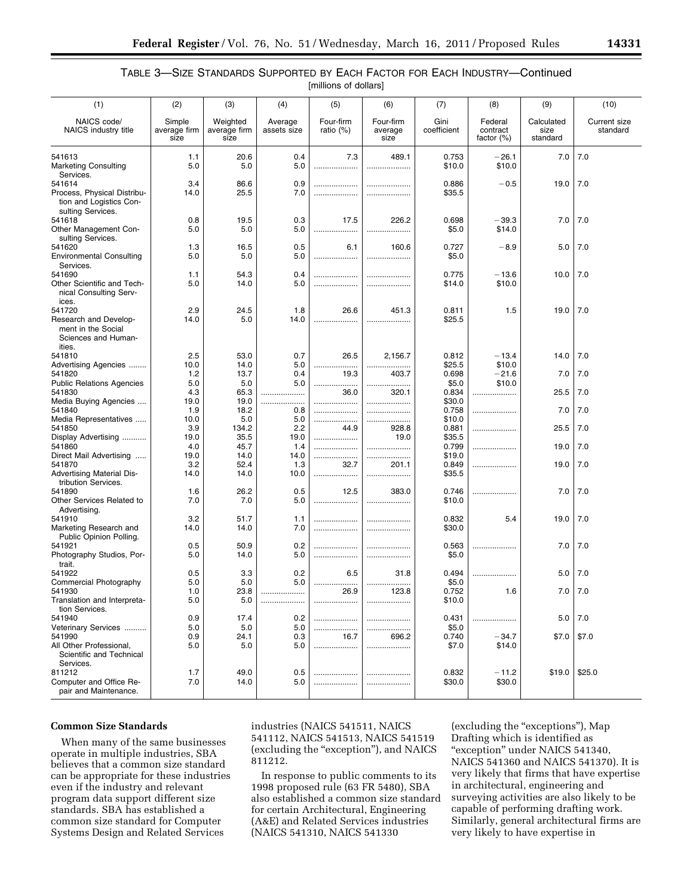TABLE 3—SIZE STANDARDS SUPPORTED BY EACH FACTOR FOR EACH INDUSTRY—Continued

[millions of dollars]

| (1) NAICS code/ NAICS industry title | (2) Simple average firm size | (3) Weighted average firm size | (4) Average assets size | (5) Four-firm ratio (%) | (6) Four-firm average size | (7) Gini coefficient | (8) Federal contract factor (%) | (9) Calculated size standard | (10) Current size standard |
|---|---|---|---|---|---|---|---|---|---|
| 541613 | 1.1 | 20.6 | 0.4 | 7.3 | 489.1 | 0.753 | −26.1 | 7.0 | 7.0 |
| Marketing Consulting Services. | 5.0 | 5.0 | 5.0 | .................... | .................... | $10.0 | $10.0 | | |
| 541614 | 3.4 | 86.6 | 0.9 | .................... | .................... | 0.886 | −0.5 | 19.0 | 7.0 |
| Process, Physical Distribution and Logistics Consulting Services. | 14.0 | 25.5 | 7.0 | .................... | .................... | $35.5 | | | |
| 541618 | 0.8 | 19.5 | 0.3 | 17.5 | 226.2 | 0.698 | −39.3 | 7.0 | 7.0 |
| Other Management Consulting Services. | 5.0 | 5.0 | 5.0 | .................... | .................... | $5.0 | $14.0 | | |
| 541620 | 1.3 | 16.5 | 0.5 | 6.1 | 160.6 | 0.727 | −8.9 | 5.0 | 7.0 |
| Environmental Consulting Services. | 5.0 | 5.0 | 5.0 | .................... | .................... | $5.0 | | | |
| 541690 | 1.1 | 54.3 | 0.4 | .................... | .................... | 0.775 | −13.6 | 10.0 | 7.0 |
| Other Scientific and Technical Consulting Services. | 5.0 | 14.0 | 5.0 | .................... | .................... | $14.0 | $10.0 | | |
| 541720 | 2.9 | 24.5 | 1.8 | 26.6 | 451.3 | 0.811 | 1.5 | 19.0 | 7.0 |
| Research and Development in the Social Sciences and Humanities. | 14.0 | 5.0 | 14.0 | .................... | .................... | $25.5 | | | |
| 541810 | 2.5 | 53.0 | 0.7 | 26.5 | 2,156.7 | 0.812 | −13.4 | 14.0 | 7.0 |
| Advertising Agencies ........ | 10.0 | 14.0 | 5.0 | .................... | .................... | $25.5 | $10.0 | | |
| 541820 | 1.2 | 13.7 | 0.4 | 19.3 | 403.7 | 0.698 | −21.6 | 7.0 | 7.0 |
| Public Relations Agencies | 5.0 | 5.0 | 5.0 | .................... | .................... | $5.0 | $10.0 | | |
| 541830 | 4.3 | 65.3 | .................... | 36.0 | 320.1 | 0.834 | .................... | 25.5 | 7.0 |
| Media Buying Agencies .... | 19.0 | 19.0 | .................... | .................... | .................... | $30.0 | | | |
| 541840 | 1.9 | 18.2 | 0.8 | .................... | .................... | 0.758 | .................... | 7.0 | 7.0 |
| Media Representatives ..... | 10.0 | 5.0 | 5.0 | .................... | .................... | $10.0 | | | |
| 541850 | 3.9 | 134.2 | 2.2 | 44.9 | 928.8 | 0.881 | .................... | 25.5 | 7.0 |
| Display Advertising ........... | 19.0 | 35.5 | 19.0 | .................... | 19.0 | $35.5 | | | |
| 541860 | 4.0 | 45.7 | 1.4 | .................... | .................... | 0.799 | .................... | 19.0 | 7.0 |
| Direct Mail Advertising ..... | 19.0 | 14.0 | 14.0 | .................... | .................... | $19.0 | | | |
| 541870 | 3.2 | 52.4 | 1.3 | 32.7 | 201.1 | 0.849 | .................... | 19.0 | 7.0 |
| Advertising Material Distribution Services. | 14.0 | 14.0 | 10.0 | .................... | .................... | $35.5 | | | |
| 541890 | 1.6 | 26.2 | 0.5 | 12.5 | 383.0 | 0.746 | .................... | 7.0 | 7.0 |
| Other Services Related to Advertising. | 7.0 | 7.0 | 5.0 | .................... | .................... | $10.0 | | | |
| 541910 | 3.2 | 51.7 | 1.1 | .................... | .................... | 0.832 | 5.4 | 19.0 | 7.0 |
| Marketing Research and Public Opinion Polling. | 14.0 | 14.0 | 7.0 | .................... | .................... | $30.0 | | | |
| 541921 | 0.5 | 50.9 | 0.2 | .................... | .................... | 0.563 | .................... | 7.0 | 7.0 |
| Photography Studios, Portrait. | 5.0 | 14.0 | 5.0 | .................... | .................... | $5.0 | | | |
| 541922 | 0.5 | 3.3 | 0.2 | 6.5 | 31.8 | 0.494 | .................... | 5.0 | 7.0 |
| Commercial Photography | 5.0 | 5.0 | 5.0 | .................... | .................... | $5.0 | | | |
| 541930 | 1.0 | 23.8 | .................... | 26.9 | 123.8 | 0.752 | 1.6 | 7.0 | 7.0 |
| Translation and Interpretation Services. | 5.0 | 5.0 | .................... | .................... | .................... | $10.0 | | | |
| 541940 | 0.9 | 17.4 | 0.2 | .................... | .................... | 0.431 | .................... | 5.0 | 7.0 |
| Veterinary Services .......... | 5.0 | 5.0 | 5.0 | .................... | .................... | $5.0 | | | |
| 541990 | 0.9 | 24.1 | 0.3 | 16.7 | 696.2 | 0.740 | −34.7 | $7.0 | $7.0 |
| All Other Professional, Scientific and Technical Services. | 5.0 | 5.0 | 5.0 | .................... | .................... | $7.0 | $14.0 | | |
| 811212 | 1.7 | 49.0 | 0.5 | .................... | .................... | 0.832 | −11.2 | $19.0 | $25.0 |
| Computer and Office Repair and Maintenance. | 7.0 | 14.0 | 5.0 | .................... | .................... | $30.0 | $30.0 | | |

**Common Size Standards**

When many of the same businesses operate in multiple industries, SBA believes that a common size standard can be appropriate for these industries even if the industry and relevant program data support different size standards. SBA has established a common size standard for Computer Systems Design and Related Services industries (NAICS 541511, NAICS 541112, NAICS 541513, NAICS 541519 (excluding the "exception"), and NAICS 811212.

In response to public comments to its 1998 proposed rule (63 FR 5480), SBA also established a common size standard for certain Architectural, Engineering (A&E) and Related Services industries (NAICS 541310, NAICS 541330 (excluding the "exceptions"), Map Drafting which is identified as "exception" under NAICS 541340, NAICS 541360 and NAICS 541370). It is very likely that firms that have expertise in architectural, engineering and surveying activities are also likely to be capable of performing drafting work. Similarly, general architectural firms are very likely to have expertise in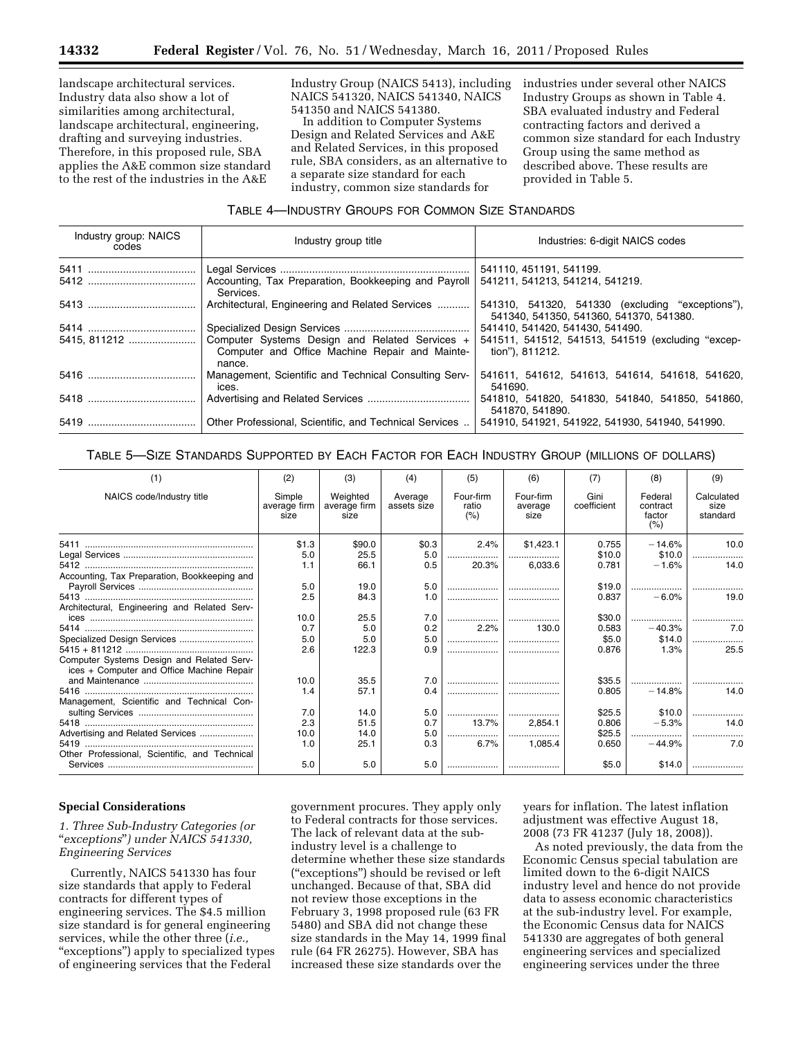landscape architectural services. Industry data also show a lot of similarities among architectural, landscape architectural, engineering, drafting and surveying industries. Therefore, in this proposed rule, SBA applies the A&E common size standard to the rest of the industries in the A&E Industry Group (NAICS 5413), including NAICS 541320, NAICS 541340, NAICS 541350 and NAICS 541380.

In addition to Computer Systems Design and Related Services and A&E and Related Services, in this proposed rule, SBA considers, as an alternative to a separate size standard for each industry, common size standards for industries under several other NAICS Industry Groups as shown in Table 4. SBA evaluated industry and Federal contracting factors and derived a common size standard for each Industry Group using the same method as described above. These results are provided in Table 5.

TABLE 4—INDUSTRY GROUPS FOR COMMON SIZE STANDARDS

| Industry group: NAICS codes | Industry group title | Industries: 6-digit NAICS codes |
|---|---|---|
| 5411 | Legal Services | 541110, 451191, 541199. |
| 5412 | Accounting, Tax Preparation, Bookkeeping and Payroll Services. | 541211, 541213, 541214, 541219. |
| 5413 | Architectural, Engineering and Related Services | 541310, 541320, 541330 (excluding "exceptions"), 541340, 541350, 541360, 541370, 541380. |
| 5414 | Specialized Design Services | 541410, 541420, 541430, 541490. |
| 5415, 811212 | Computer Systems Design and Related Services + Computer and Office Machine Repair and Maintenance. | 541511, 541512, 541513, 541519 (excluding "exception"), 811212. |
| 5416 | Management, Scientific and Technical Consulting Services. | 541611, 541612, 541613, 541614, 541618, 541620, 541690. |
| 5418 | Advertising and Related Services | 541810, 541820, 541830, 541840, 541850, 541860, 541870, 541890. |
| 5419 | Other Professional, Scientific, and Technical Services | 541910, 541921, 541922, 541930, 541940, 541990. |

TABLE 5—SIZE STANDARDS SUPPORTED BY EACH FACTOR FOR EACH INDUSTRY GROUP (MILLIONS OF DOLLARS)

| (1) | (2) | (3) | (4) | (5) | (6) | (7) | (8) | (9) |
|---|---|---|---|---|---|---|---|---|
| NAICS code/Industry title | Simple average firm size | Weighted average firm size | Average assets size | Four-firm ratio (%) | Four-firm average size | Gini coefficient | Federal contract factor (%) | Calculated size standard |
| 5411 | $1.3 | $90.0 | $0.3 | 2.4% | $1,423.1 | 0.755 | −14.6% | 10.0 |
| Legal Services | 5.0 | 25.5 | 5.0 | | | $10.0 | $10.0 | |
| 5412 | 1.1 | 66.1 | 0.5 | 20.3% | 6,033.6 | 0.781 | −1.6% | 14.0 |
| Accounting, Tax Preparation, Bookkeeping and Payroll Services | 5.0 | 19.0 | 5.0 | | | $19.0 | | |
| 5413 | 2.5 | 84.3 | 1.0 | | | 0.837 | −6.0% | 19.0 |
| Architectural, Engineering and Related Services | 10.0 | 25.5 | 7.0 | | | $30.0 | | |
| 5414 | 0.7 | 5.0 | 0.2 | 2.2% | 130.0 | 0.583 | −40.3% | 7.0 |
| Specialized Design Services | 5.0 | 5.0 | 5.0 | | | $5.0 | $14.0 | |
| 5415 + 811212 | 2.6 | 122.3 | 0.9 | | | 0.876 | 1.3% | 25.5 |
| Computer Systems Design and Related Services + Computer and Office Machine Repair and Maintenance | 10.0 | 35.5 | 7.0 | | | $35.5 | | |
| 5416 | 1.4 | 57.1 | 0.4 | | | 0.805 | −14.8% | 14.0 |
| Management, Scientific and Technical Consulting Services | 7.0 | 14.0 | 5.0 | | | $25.5 | $10.0 | |
| 5418 | 2.3 | 51.5 | 0.7 | 13.7% | 2,854.1 | 0.806 | −5.3% | 14.0 |
| Advertising and Related Services | 10.0 | 14.0 | 5.0 | | | $25.5 | | |
| 5419 | 1.0 | 25.1 | 0.3 | 6.7% | 1,085.4 | 0.650 | −44.9% | 7.0 |
| Other Professional, Scientific, and Technical Services | 5.0 | 5.0 | 5.0 | | | $5.0 | $14.0 | |

**Special Considerations**

*1. Three Sub-Industry Categories (or "exceptions") under NAICS 541330, Engineering Services*

Currently, NAICS 541330 has four size standards that apply to Federal contracts for different types of engineering services. The $4.5 million size standard is for general engineering services, while the other three (*i.e.,* "exceptions") apply to specialized types of engineering services that the Federal government procures. They apply only to Federal contracts for those services. The lack of relevant data at the sub-industry level is a challenge to determine whether these size standards ("exceptions") should be revised or left unchanged. Because of that, SBA did not review those exceptions in the February 3, 1998 proposed rule (63 FR 5480) and SBA did not change these size standards in the May 14, 1999 final rule (64 FR 26275). However, SBA has increased these size standards over the years for inflation. The latest inflation adjustment was effective August 18, 2008 (73 FR 41237 (July 18, 2008)).

As noted previously, the data from the Economic Census special tabulation are limited down to the 6-digit NAICS industry level and hence do not provide data to assess economic characteristics at the sub-industry level. For example, the Economic Census data for NAICS 541330 are aggregates of both general engineering services and specialized engineering services under the three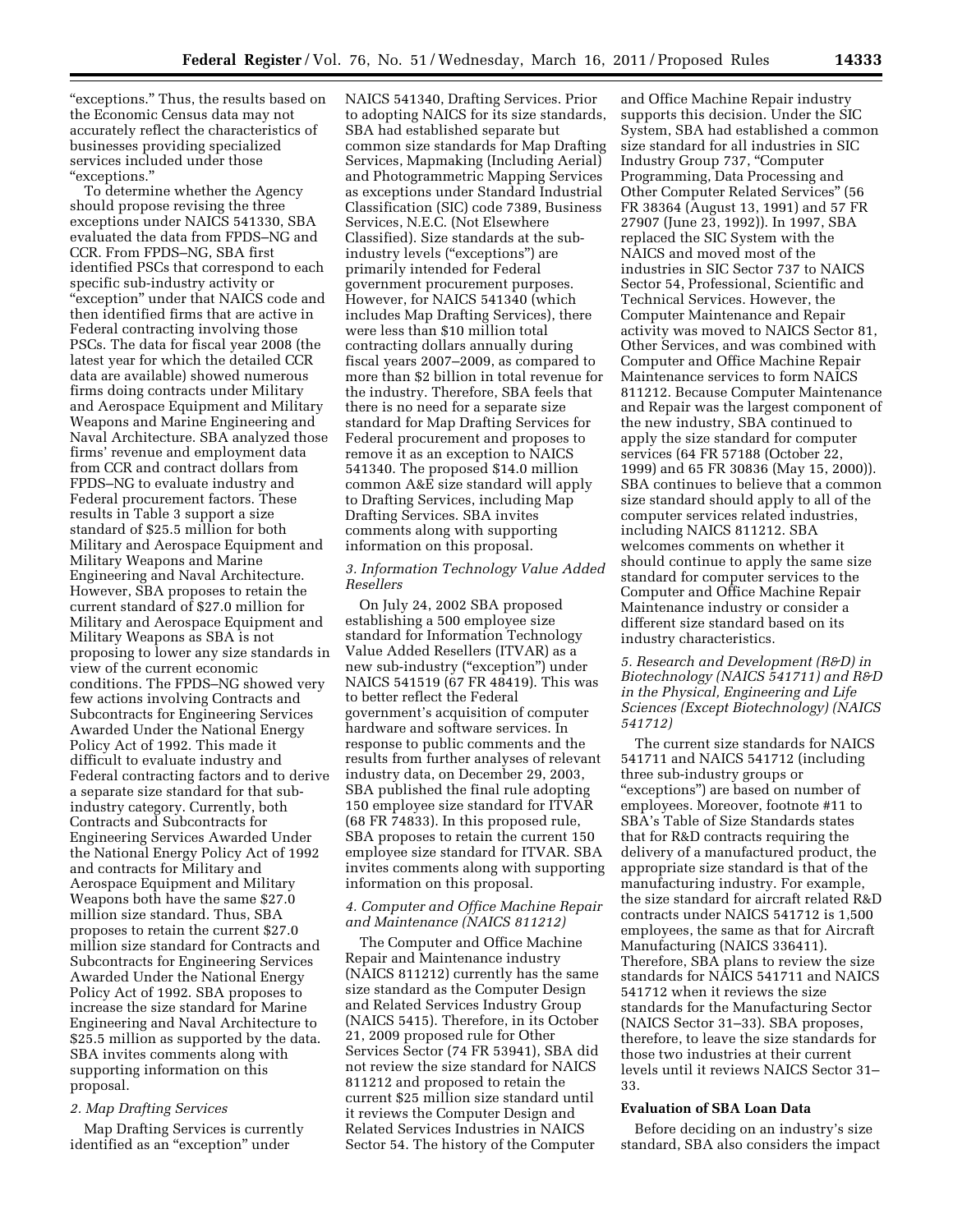"exceptions." Thus, the results based on the Economic Census data may not accurately reflect the characteristics of businesses providing specialized services included under those "exceptions."

To determine whether the Agency should propose revising the three exceptions under NAICS 541330, SBA evaluated the data from FPDS–NG and CCR. From FPDS–NG, SBA first identified PSCs that correspond to each specific sub-industry activity or "exception" under that NAICS code and then identified firms that are active in Federal contracting involving those PSCs. The data for fiscal year 2008 (the latest year for which the detailed CCR data are available) showed numerous firms doing contracts under Military and Aerospace Equipment and Military Weapons and Marine Engineering and Naval Architecture. SBA analyzed those firms' revenue and employment data from CCR and contract dollars from FPDS–NG to evaluate industry and Federal procurement factors. These results in Table 3 support a size standard of $25.5 million for both Military and Aerospace Equipment and Military Weapons and Marine Engineering and Naval Architecture. However, SBA proposes to retain the current standard of $27.0 million for Military and Aerospace Equipment and Military Weapons as SBA is not proposing to lower any size standards in view of the current economic conditions. The FPDS–NG showed very few actions involving Contracts and Subcontracts for Engineering Services Awarded Under the National Energy Policy Act of 1992. This made it difficult to evaluate industry and Federal contracting factors and to derive a separate size standard for that sub-industry category. Currently, both Contracts and Subcontracts for Engineering Services Awarded Under the National Energy Policy Act of 1992 and contracts for Military and Aerospace Equipment and Military Weapons both have the same $27.0 million size standard. Thus, SBA proposes to retain the current $27.0 million size standard for Contracts and Subcontracts for Engineering Services Awarded Under the National Energy Policy Act of 1992. SBA proposes to increase the size standard for Marine Engineering and Naval Architecture to $25.5 million as supported by the data. SBA invites comments along with supporting information on this proposal.

*2. Map Drafting Services*

Map Drafting Services is currently identified as an "exception" under NAICS 541340, Drafting Services. Prior to adopting NAICS for its size standards, SBA had established separate but common size standards for Map Drafting Services, Mapmaking (Including Aerial) and Photogrammetric Mapping Services as exceptions under Standard Industrial Classification (SIC) code 7389, Business Services, N.E.C. (Not Elsewhere Classified). Size standards at the sub-industry levels ("exceptions") are primarily intended for Federal government procurement purposes. However, for NAICS 541340 (which includes Map Drafting Services), there were less than $10 million total contracting dollars annually during fiscal years 2007–2009, as compared to more than $2 billion in total revenue for the industry. Therefore, SBA feels that there is no need for a separate size standard for Map Drafting Services for Federal procurement and proposes to remove it as an exception to NAICS 541340. The proposed $14.0 million common A&E size standard will apply to Drafting Services, including Map Drafting Services. SBA invites comments along with supporting information on this proposal.

*3. Information Technology Value Added Resellers*

On July 24, 2002 SBA proposed establishing a 500 employee size standard for Information Technology Value Added Resellers (ITVAR) as a new sub-industry ("exception") under NAICS 541519 (67 FR 48419). This was to better reflect the Federal government's acquisition of computer hardware and software services. In response to public comments and the results from further analyses of relevant industry data, on December 29, 2003, SBA published the final rule adopting 150 employee size standard for ITVAR (68 FR 74833). In this proposed rule, SBA proposes to retain the current 150 employee size standard for ITVAR. SBA invites comments along with supporting information on this proposal.

*4. Computer and Office Machine Repair and Maintenance (NAICS 811212)*

The Computer and Office Machine Repair and Maintenance industry (NAICS 811212) currently has the same size standard as the Computer Design and Related Services Industry Group (NAICS 5415). Therefore, in its October 21, 2009 proposed rule for Other Services Sector (74 FR 53941), SBA did not review the size standard for NAICS 811212 and proposed to retain the current $25 million size standard until it reviews the Computer Design and Related Services Industries in NAICS Sector 54. The history of the Computer and Office Machine Repair industry supports this decision. Under the SIC System, SBA had established a common size standard for all industries in SIC Industry Group 737, "Computer Programming, Data Processing and Other Computer Related Services" (56 FR 38364 (August 13, 1991) and 57 FR 27907 (June 23, 1992)). In 1997, SBA replaced the SIC System with the NAICS and moved most of the industries in SIC Sector 737 to NAICS Sector 54, Professional, Scientific and Technical Services. However, the Computer Maintenance and Repair activity was moved to NAICS Sector 81, Other Services, and was combined with Computer and Office Machine Repair Maintenance services to form NAICS 811212. Because Computer Maintenance and Repair was the largest component of the new industry, SBA continued to apply the size standard for computer services (64 FR 57188 (October 22, 1999) and 65 FR 30836 (May 15, 2000)). SBA continues to believe that a common size standard should apply to all of the computer services related industries, including NAICS 811212. SBA welcomes comments on whether it should continue to apply the same size standard for computer services to the Computer and Office Machine Repair Maintenance industry or consider a different size standard based on its industry characteristics.

*5. Research and Development (R&D) in Biotechnology (NAICS 541711) and R&D in the Physical, Engineering and Life Sciences (Except Biotechnology) (NAICS 541712)*

The current size standards for NAICS 541711 and NAICS 541712 (including three sub-industry groups or "exceptions") are based on number of employees. Moreover, footnote #11 to SBA's Table of Size Standards states that for R&D contracts requiring the delivery of a manufactured product, the appropriate size standard is that of the manufacturing industry. For example, the size standard for aircraft related R&D contracts under NAICS 541712 is 1,500 employees, the same as that for Aircraft Manufacturing (NAICS 336411). Therefore, SBA plans to review the size standards for NAICS 541711 and NAICS 541712 when it reviews the size standards for the Manufacturing Sector (NAICS Sector 31–33). SBA proposes, therefore, to leave the size standards for those two industries at their current levels until it reviews NAICS Sector 31–33.

**Evaluation of SBA Loan Data**

Before deciding on an industry's size standard, SBA also considers the impact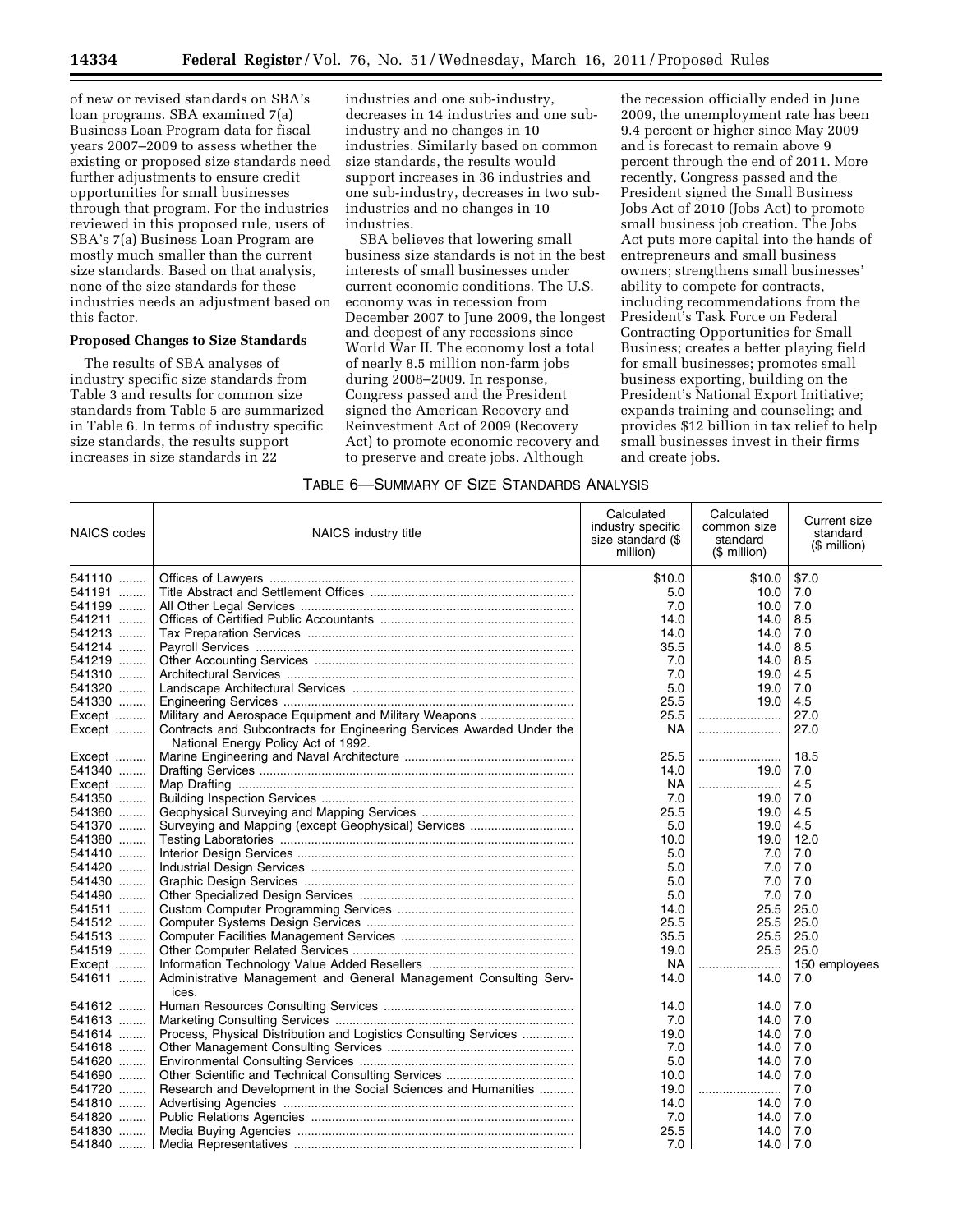of new or revised standards on SBA's loan programs. SBA examined 7(a) Business Loan Program data for fiscal years 2007–2009 to assess whether the existing or proposed size standards need further adjustments to ensure credit opportunities for small businesses through that program. For the industries reviewed in this proposed rule, users of SBA's 7(a) Business Loan Program are mostly much smaller than the current size standards. Based on that analysis, none of the size standards for these industries needs an adjustment based on this factor.

**Proposed Changes to Size Standards**

The results of SBA analyses of industry specific size standards from Table 3 and results for common size standards from Table 5 are summarized in Table 6. In terms of industry specific size standards, the results support increases in size standards in 22 industries and one sub-industry, decreases in 14 industries and one sub-industry and no changes in 10 industries. Similarly based on common size standards, the results would support increases in 36 industries and one sub-industry, decreases in two sub-industries and no changes in 10 industries.

SBA believes that lowering small business size standards is not in the best interests of small businesses under current economic conditions. The U.S. economy was in recession from December 2007 to June 2009, the longest and deepest of any recessions since World War II. The economy lost a total of nearly 8.5 million non-farm jobs during 2008–2009. In response, Congress passed and the President signed the American Recovery and Reinvestment Act of 2009 (Recovery Act) to promote economic recovery and to preserve and create jobs. Although the recession officially ended in June 2009, the unemployment rate has been 9.4 percent or higher since May 2009 and is forecast to remain above 9 percent through the end of 2011. More recently, Congress passed and the President signed the Small Business Jobs Act of 2010 (Jobs Act) to promote small business job creation. The Jobs Act puts more capital into the hands of entrepreneurs and small business owners; strengthens small businesses' ability to compete for contracts, including recommendations from the President's Task Force on Federal Contracting Opportunities for Small Business; creates a better playing field for small businesses; promotes small business exporting, building on the President's National Export Initiative; expands training and counseling; and provides $12 billion in tax relief to help small businesses invest in their firms and create jobs.

TABLE 6—SUMMARY OF SIZE STANDARDS ANALYSIS

| NAICS codes | NAICS industry title | Calculated industry specific size standard ($ million) | Calculated common size standard ($ million) | Current size standard ($ million) |
|---|---|---|---|---|
| 541110 | Offices of Lawyers | $10.0 | $10.0 | $7.0 |
| 541191 | Title Abstract and Settlement Offices | 5.0 | 10.0 | 7.0 |
| 541199 | All Other Legal Services | 7.0 | 10.0 | 7.0 |
| 541211 | Offices of Certified Public Accountants | 14.0 | 14.0 | 8.5 |
| 541213 | Tax Preparation Services | 14.0 | 14.0 | 7.0 |
| 541214 | Payroll Services | 35.5 | 14.0 | 8.5 |
| 541219 | Other Accounting Services | 7.0 | 14.0 | 8.5 |
| 541310 | Architectural Services | 7.0 | 19.0 | 4.5 |
| 541320 | Landscape Architectural Services | 5.0 | 19.0 | 7.0 |
| 541330 | Engineering Services | 25.5 | 19.0 | 4.5 |
| Except | Military and Aerospace Equipment and Military Weapons | 25.5 | | 27.0 |
| Except | Contracts and Subcontracts for Engineering Services Awarded Under the National Energy Policy Act of 1992. | NA | | 27.0 |
| Except | Marine Engineering and Naval Architecture | 25.5 | | 18.5 |
| 541340 | Drafting Services | 14.0 | 19.0 | 7.0 |
| Except | Map Drafting | NA | | 4.5 |
| 541350 | Building Inspection Services | 7.0 | 19.0 | 7.0 |
| 541360 | Geophysical Surveying and Mapping Services | 25.5 | 19.0 | 4.5 |
| 541370 | Surveying and Mapping (except Geophysical) Services | 5.0 | 19.0 | 4.5 |
| 541380 | Testing Laboratories | 10.0 | 19.0 | 12.0 |
| 541410 | Interior Design Services | 5.0 | 7.0 | 7.0 |
| 541420 | Industrial Design Services | 5.0 | 7.0 | 7.0 |
| 541430 | Graphic Design Services | 5.0 | 7.0 | 7.0 |
| 541490 | Other Specialized Design Services | 5.0 | 7.0 | 7.0 |
| 541511 | Custom Computer Programming Services | 14.0 | 25.5 | 25.0 |
| 541512 | Computer Systems Design Services | 25.5 | 25.5 | 25.0 |
| 541513 | Computer Facilities Management Services | 35.5 | 25.5 | 25.0 |
| 541519 | Other Computer Related Services | 19.0 | 25.5 | 25.0 |
| Except | Information Technology Value Added Resellers | NA | | 150 employees |
| 541611 | Administrative Management and General Management Consulting Services. | 14.0 | 14.0 | 7.0 |
| 541612 | Human Resources Consulting Services | 14.0 | 14.0 | 7.0 |
| 541613 | Marketing Consulting Services | 7.0 | 14.0 | 7.0 |
| 541614 | Process, Physical Distribution and Logistics Consulting Services | 19.0 | 14.0 | 7.0 |
| 541618 | Other Management Consulting Services | 7.0 | 14.0 | 7.0 |
| 541620 | Environmental Consulting Services | 5.0 | 14.0 | 7.0 |
| 541690 | Other Scientific and Technical Consulting Services | 10.0 | 14.0 | 7.0 |
| 541720 | Research and Development in the Social Sciences and Humanities | 19.0 | | 7.0 |
| 541810 | Advertising Agencies | 14.0 | 14.0 | 7.0 |
| 541820 | Public Relations Agencies | 7.0 | 14.0 | 7.0 |
| 541830 | Media Buying Agencies | 25.5 | 14.0 | 7.0 |
| 541840 | Media Representatives | 7.0 | 14.0 | 7.0 |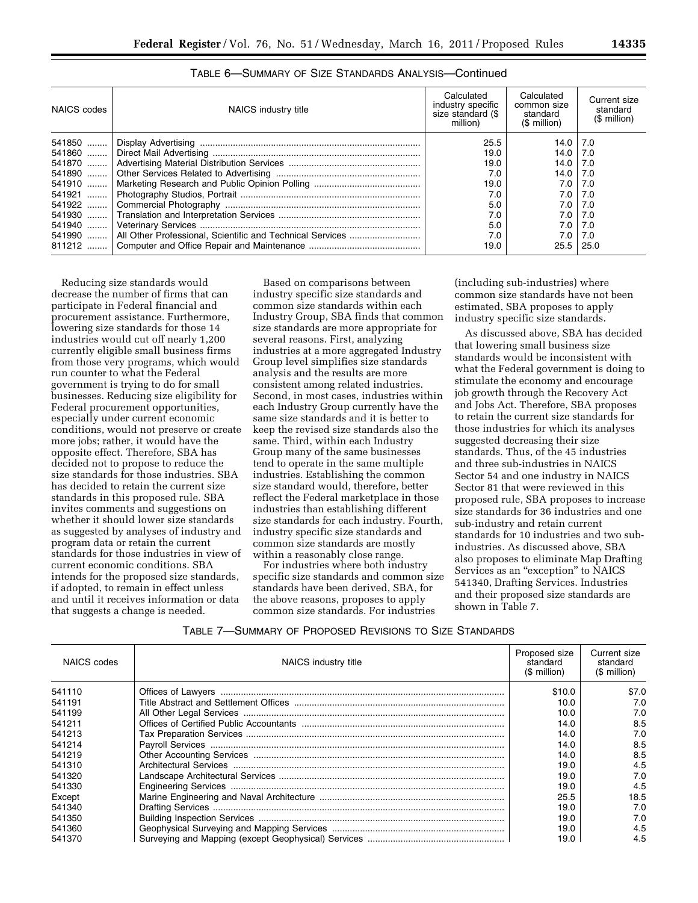TABLE 6—SUMMARY OF SIZE STANDARDS ANALYSIS—Continued

| NAICS codes | NAICS industry title | Calculated industry specific size standard ($ million) | Calculated common size standard ($ million) | Current size standard ($ million) |
|---|---|---|---|---|
| 541850 | Display Advertising | 25.5 | 14.0 | 7.0 |
| 541860 | Direct Mail Advertising | 19.0 | 14.0 | 7.0 |
| 541870 | Advertising Material Distribution Services | 19.0 | 14.0 | 7.0 |
| 541890 | Other Services Related to Advertising | 7.0 | 14.0 | 7.0 |
| 541910 | Marketing Research and Public Opinion Polling | 19.0 | 7.0 | 7.0 |
| 541921 | Photography Studios, Portrait | 7.0 | 7.0 | 7.0 |
| 541922 | Commercial Photography | 5.0 | 7.0 | 7.0 |
| 541930 | Translation and Interpretation Services | 7.0 | 7.0 | 7.0 |
| 541940 | Veterinary Services | 5.0 | 7.0 | 7.0 |
| 541990 | All Other Professional, Scientific and Technical Services | 7.0 | 7.0 | 7.0 |
| 811212 | Computer and Office Repair and Maintenance | 19.0 | 25.5 | 25.0 |

Reducing size standards would decrease the number of firms that can participate in Federal financial and procurement assistance. Furthermore, lowering size standards for those 14 industries would cut off nearly 1,200 currently eligible small business firms from those very programs, which would run counter to what the Federal government is trying to do for small businesses. Reducing size eligibility for Federal procurement opportunities, especially under current economic conditions, would not preserve or create more jobs; rather, it would have the opposite effect. Therefore, SBA has decided not to propose to reduce the size standards for those industries. SBA has decided to retain the current size standards in this proposed rule. SBA invites comments and suggestions on whether it should lower size standards as suggested by analyses of industry and program data or retain the current standards for those industries in view of current economic conditions. SBA intends for the proposed size standards, if adopted, to remain in effect unless and until it receives information or data that suggests a change is needed.

Based on comparisons between industry specific size standards and common size standards within each Industry Group, SBA finds that common size standards are more appropriate for several reasons. First, analyzing industries at a more aggregated Industry Group level simplifies size standards analysis and the results are more consistent among related industries. Second, in most cases, industries within each Industry Group currently have the same size standards and it is better to keep the revised size standards also the same. Third, within each Industry Group many of the same businesses tend to operate in the same multiple industries. Establishing the common size standard would, therefore, better reflect the Federal marketplace in those industries than establishing different size standards for each industry. Fourth, industry specific size standards and common size standards are mostly within a reasonably close range.

For industries where both industry specific size standards and common size standards have been derived, SBA, for the above reasons, proposes to apply common size standards. For industries (including sub-industries) where common size standards have not been estimated, SBA proposes to apply industry specific size standards.

As discussed above, SBA has decided that lowering small business size standards would be inconsistent with what the Federal government is doing to stimulate the economy and encourage job growth through the Recovery Act and Jobs Act. Therefore, SBA proposes to retain the current size standards for those industries for which its analyses suggested decreasing their size standards. Thus, of the 45 industries and three sub-industries in NAICS Sector 54 and one industry in NAICS Sector 81 that were reviewed in this proposed rule, SBA proposes to increase size standards for 36 industries and one sub-industry and retain current standards for 10 industries and two sub-industries. As discussed above, SBA also proposes to eliminate Map Drafting Services as an "exception" to NAICS 541340, Drafting Services. Industries and their proposed size standards are shown in Table 7.

TABLE 7—SUMMARY OF PROPOSED REVISIONS TO SIZE STANDARDS

| NAICS codes | NAICS industry title | Proposed size standard ($ million) | Current size standard ($ million) |
|---|---|---|---|
| 541110 | Offices of Lawyers | $10.0 | $7.0 |
| 541191 | Title Abstract and Settlement Offices | 10.0 | 7.0 |
| 541199 | All Other Legal Services | 10.0 | 7.0 |
| 541211 | Offices of Certified Public Accountants | 14.0 | 8.5 |
| 541213 | Tax Preparation Services | 14.0 | 7.0 |
| 541214 | Payroll Services | 14.0 | 8.5 |
| 541219 | Other Accounting Services | 14.0 | 8.5 |
| 541310 | Architectural Services | 19.0 | 4.5 |
| 541320 | Landscape Architectural Services | 19.0 | 7.0 |
| 541330 | Engineering Services | 19.0 | 4.5 |
| Except | Marine Engineering and Naval Architecture | 25.5 | 18.5 |
| 541340 | Drafting Services | 19.0 | 7.0 |
| 541350 | Building Inspection Services | 19.0 | 7.0 |
| 541360 | Geophysical Surveying and Mapping Services | 19.0 | 4.5 |
| 541370 | Surveying and Mapping (except Geophysical) Services | 19.0 | 4.5 |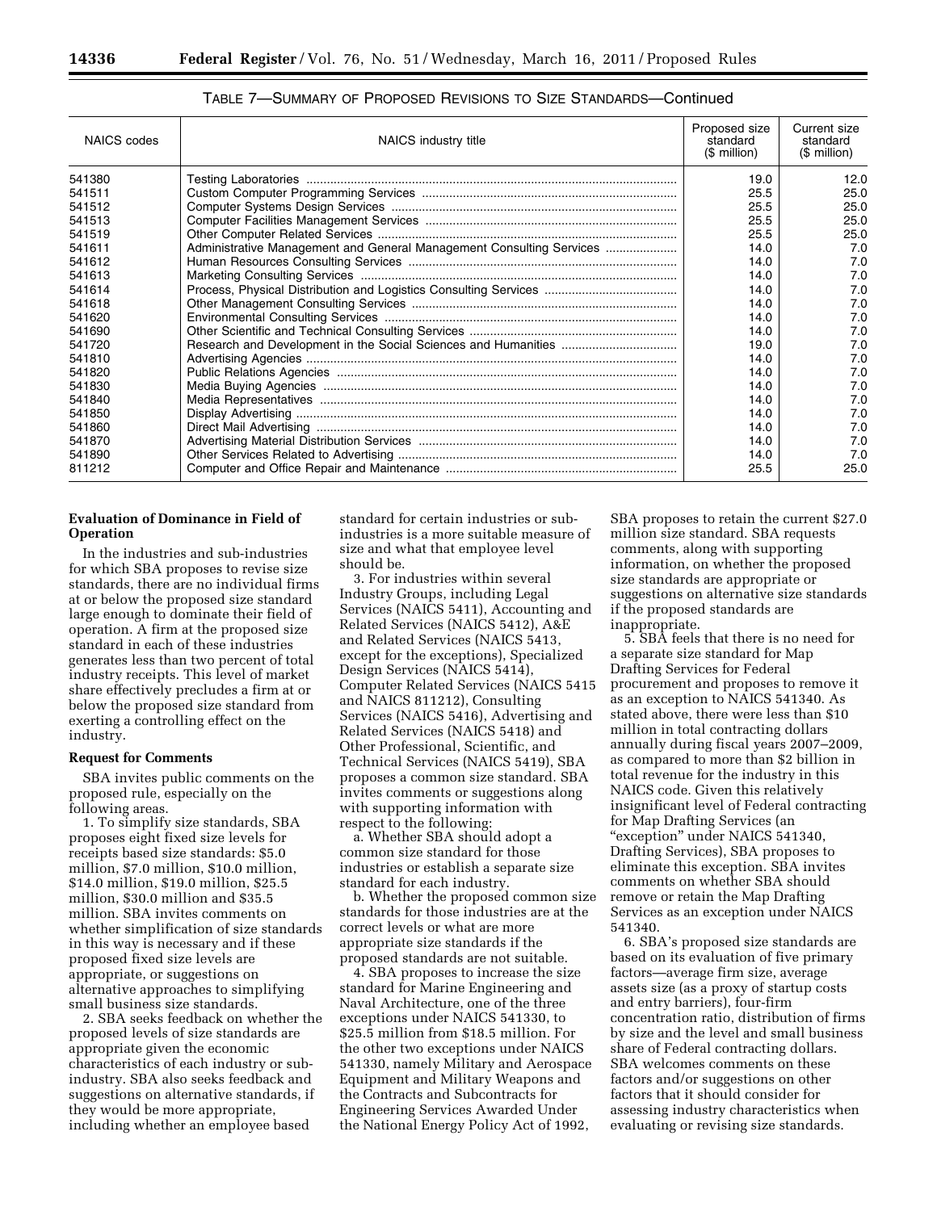TABLE 7—SUMMARY OF PROPOSED REVISIONS TO SIZE STANDARDS—Continued

| NAICS codes | NAICS industry title | Proposed size standard ($ million) | Current size standard ($ million) |
|---|---|---|---|
| 541380 | Testing Laboratories | 19.0 | 12.0 |
| 541511 | Custom Computer Programming Services | 25.5 | 25.0 |
| 541512 | Computer Systems Design Services | 25.5 | 25.0 |
| 541513 | Computer Facilities Management Services | 25.5 | 25.0 |
| 541519 | Other Computer Related Services | 25.5 | 25.0 |
| 541611 | Administrative Management and General Management Consulting Services | 14.0 | 7.0 |
| 541612 | Human Resources Consulting Services | 14.0 | 7.0 |
| 541613 | Marketing Consulting Services | 14.0 | 7.0 |
| 541614 | Process, Physical Distribution and Logistics Consulting Services | 14.0 | 7.0 |
| 541618 | Other Management Consulting Services | 14.0 | 7.0 |
| 541620 | Environmental Consulting Services | 14.0 | 7.0 |
| 541690 | Other Scientific and Technical Consulting Services | 14.0 | 7.0 |
| 541720 | Research and Development in the Social Sciences and Humanities | 19.0 | 7.0 |
| 541810 | Advertising Agencies | 14.0 | 7.0 |
| 541820 | Public Relations Agencies | 14.0 | 7.0 |
| 541830 | Media Buying Agencies | 14.0 | 7.0 |
| 541840 | Media Representatives | 14.0 | 7.0 |
| 541850 | Display Advertising | 14.0 | 7.0 |
| 541860 | Direct Mail Advertising | 14.0 | 7.0 |
| 541870 | Advertising Material Distribution Services | 14.0 | 7.0 |
| 541890 | Other Services Related to Advertising | 14.0 | 7.0 |
| 811212 | Computer and Office Repair and Maintenance | 25.5 | 25.0 |

**Evaluation of Dominance in Field of Operation**

In the industries and sub-industries for which SBA proposes to revise size standards, there are no individual firms at or below the proposed size standard large enough to dominate their field of operation. A firm at the proposed size standard in each of these industries generates less than two percent of total industry receipts. This level of market share effectively precludes a firm at or below the proposed size standard from exerting a controlling effect on the industry.

**Request for Comments**

SBA invites public comments on the proposed rule, especially on the following areas.

1. To simplify size standards, SBA proposes eight fixed size levels for receipts based size standards: $5.0 million, $7.0 million, $10.0 million, $14.0 million, $19.0 million, $25.5 million, $30.0 million and $35.5 million. SBA invites comments on whether simplification of size standards in this way is necessary and if these proposed fixed size levels are appropriate, or suggestions on alternative approaches to simplifying small business size standards.

2. SBA seeks feedback on whether the proposed levels of size standards are appropriate given the economic characteristics of each industry or sub-industry. SBA also seeks feedback and suggestions on alternative standards, if they would be more appropriate, including whether an employee based standard for certain industries or sub-industries is a more suitable measure of size and what that employee level should be.

3. For industries within several Industry Groups, including Legal Services (NAICS 5411), Accounting and Related Services (NAICS 5412), A&E and Related Services (NAICS 5413, except for the exceptions), Specialized Design Services (NAICS 5414), Computer Related Services (NAICS 5415 and NAICS 811212), Consulting Services (NAICS 5416), Advertising and Related Services (NAICS 5418) and Other Professional, Scientific, and Technical Services (NAICS 5419), SBA proposes a common size standard. SBA invites comments or suggestions along with supporting information with respect to the following:

a. Whether SBA should adopt a common size standard for those industries or establish a separate size standard for each industry.

b. Whether the proposed common size standards for those industries are at the correct levels or what are more appropriate size standards if the proposed standards are not suitable.

4. SBA proposes to increase the size standard for Marine Engineering and Naval Architecture, one of the three exceptions under NAICS 541330, to $25.5 million from $18.5 million. For the other two exceptions under NAICS 541330, namely Military and Aerospace Equipment and Military Weapons and the Contracts and Subcontracts for Engineering Services Awarded Under the National Energy Policy Act of 1992, SBA proposes to retain the current $27.0 million size standard. SBA requests comments, along with supporting information, on whether the proposed size standards are appropriate or suggestions on alternative size standards if the proposed standards are inappropriate.

5. SBA feels that there is no need for a separate size standard for Map Drafting Services for Federal procurement and proposes to remove it as an exception to NAICS 541340. As stated above, there were less than $10 million in total contracting dollars annually during fiscal years 2007–2009, as compared to more than $2 billion in total revenue for the industry in this NAICS code. Given this relatively insignificant level of Federal contracting for Map Drafting Services (an "exception" under NAICS 541340, Drafting Services), SBA proposes to eliminate this exception. SBA invites comments on whether SBA should remove or retain the Map Drafting Services as an exception under NAICS 541340.

6. SBA's proposed size standards are based on its evaluation of five primary factors—average firm size, average assets size (as a proxy of startup costs and entry barriers), four-firm concentration ratio, distribution of firms by size and the level and small business share of Federal contracting dollars. SBA welcomes comments on these factors and/or suggestions on other factors that it should consider for assessing industry characteristics when evaluating or revising size standards.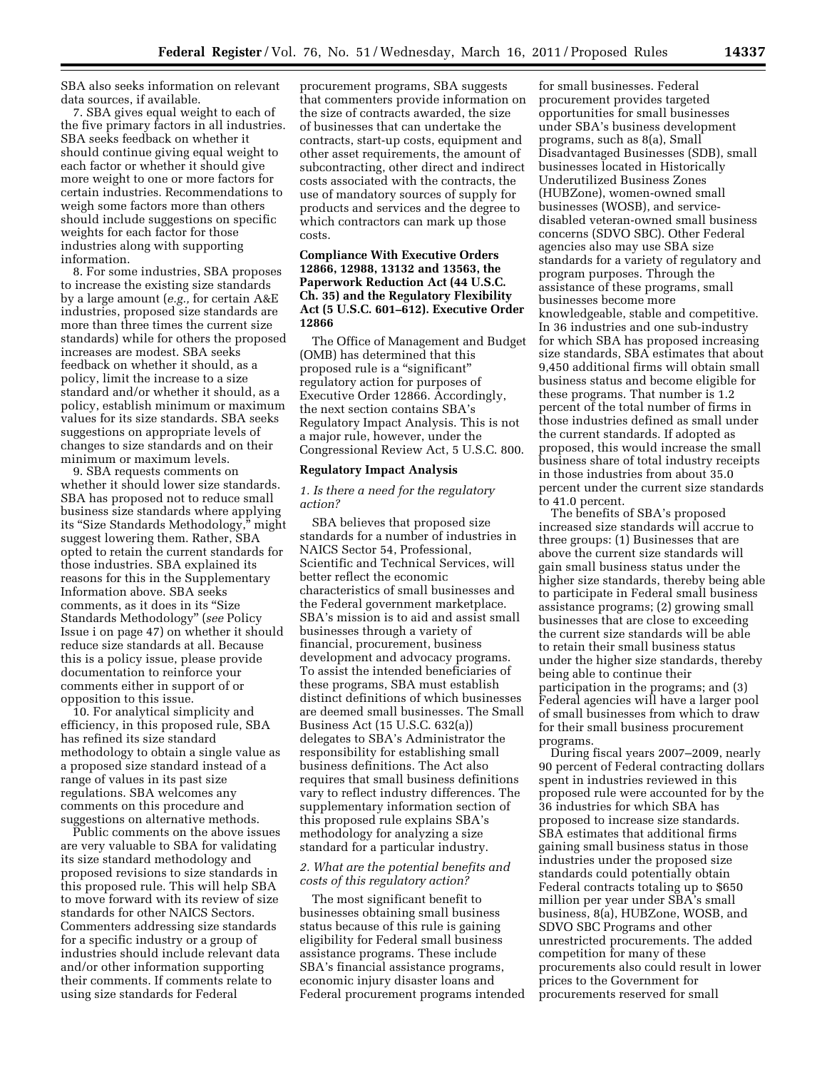SBA also seeks information on relevant data sources, if available.

7. SBA gives equal weight to each of the five primary factors in all industries. SBA seeks feedback on whether it should continue giving equal weight to each factor or whether it should give more weight to one or more factors for certain industries. Recommendations to weigh some factors more than others should include suggestions on specific weights for each factor for those industries along with supporting information.

8. For some industries, SBA proposes to increase the existing size standards by a large amount (*e.g.,* for certain A&E industries, proposed size standards are more than three times the current size standards) while for others the proposed increases are modest. SBA seeks feedback on whether it should, as a policy, limit the increase to a size standard and/or whether it should, as a policy, establish minimum or maximum values for its size standards. SBA seeks suggestions on appropriate levels of changes to size standards and on their minimum or maximum levels.

9. SBA requests comments on whether it should lower size standards. SBA has proposed not to reduce small business size standards where applying its "Size Standards Methodology," might suggest lowering them. Rather, SBA opted to retain the current standards for those industries. SBA explained its reasons for this in the Supplementary Information above. SBA seeks comments, as it does in its "Size Standards Methodology" (*see* Policy Issue i on page 47) on whether it should reduce size standards at all. Because this is a policy issue, please provide documentation to reinforce your comments either in support of or opposition to this issue.

10. For analytical simplicity and efficiency, in this proposed rule, SBA has refined its size standard methodology to obtain a single value as a proposed size standard instead of a range of values in its past size regulations. SBA welcomes any comments on this procedure and suggestions on alternative methods.

Public comments on the above issues are very valuable to SBA for validating its size standard methodology and proposed revisions to size standards in this proposed rule. This will help SBA to move forward with its review of size standards for other NAICS Sectors. Commenters addressing size standards for a specific industry or a group of industries should include relevant data and/or other information supporting their comments. If comments relate to using size standards for Federal procurement programs, SBA suggests that commenters provide information on the size of contracts awarded, the size of businesses that can undertake the contracts, start-up costs, equipment and other asset requirements, the amount of subcontracting, other direct and indirect costs associated with the contracts, the use of mandatory sources of supply for products and services and the degree to which contractors can mark up those costs.

**Compliance With Executive Orders 12866, 12988, 13132 and 13563, the Paperwork Reduction Act (44 U.S.C. Ch. 35) and the Regulatory Flexibility Act (5 U.S.C. 601–612). Executive Order 12866**

The Office of Management and Budget (OMB) has determined that this proposed rule is a "significant" regulatory action for purposes of Executive Order 12866. Accordingly, the next section contains SBA's Regulatory Impact Analysis. This is not a major rule, however, under the Congressional Review Act, 5 U.S.C. 800.

**Regulatory Impact Analysis**

*1. Is there a need for the regulatory action?*

SBA believes that proposed size standards for a number of industries in NAICS Sector 54, Professional, Scientific and Technical Services, will better reflect the economic characteristics of small businesses and the Federal government marketplace. SBA's mission is to aid and assist small businesses through a variety of financial, procurement, business development and advocacy programs. To assist the intended beneficiaries of these programs, SBA must establish distinct definitions of which businesses are deemed small businesses. The Small Business Act (15 U.S.C. 632(a)) delegates to SBA's Administrator the responsibility for establishing small business definitions. The Act also requires that small business definitions vary to reflect industry differences. The supplementary information section of this proposed rule explains SBA's methodology for analyzing a size standard for a particular industry.

*2. What are the potential benefits and costs of this regulatory action?*

The most significant benefit to businesses obtaining small business status because of this rule is gaining eligibility for Federal small business assistance programs. These include SBA's financial assistance programs, economic injury disaster loans and Federal procurement programs intended for small businesses. Federal procurement provides targeted opportunities for small businesses under SBA's business development programs, such as 8(a), Small Disadvantaged Businesses (SDB), small businesses located in Historically Underutilized Business Zones (HUBZone), women-owned small businesses (WOSB), and service-disabled veteran-owned small business concerns (SDVO SBC). Other Federal agencies also may use SBA size standards for a variety of regulatory and program purposes. Through the assistance of these programs, small businesses become more knowledgeable, stable and competitive. In 36 industries and one sub-industry for which SBA has proposed increasing size standards, SBA estimates that about 9,450 additional firms will obtain small business status and become eligible for these programs. That number is 1.2 percent of the total number of firms in those industries defined as small under the current standards. If adopted as proposed, this would increase the small business share of total industry receipts in those industries from about 35.0 percent under the current size standards to 41.0 percent.

The benefits of SBA's proposed increased size standards will accrue to three groups: (1) Businesses that are above the current size standards will gain small business status under the higher size standards, thereby being able to participate in Federal small business assistance programs; (2) growing small businesses that are close to exceeding the current size standards will be able to retain their small business status under the higher size standards, thereby being able to continue their participation in the programs; and (3) Federal agencies will have a larger pool of small businesses from which to draw for their small business procurement programs.

During fiscal years 2007–2009, nearly 90 percent of Federal contracting dollars spent in industries reviewed in this proposed rule were accounted for by the 36 industries for which SBA has proposed to increase size standards. SBA estimates that additional firms gaining small business status in those industries under the proposed size standards could potentially obtain Federal contracts totaling up to $650 million per year under SBA's small business, 8(a), HUBZone, WOSB, and SDVO SBC Programs and other unrestricted procurements. The added competition for many of these procurements also could result in lower prices to the Government for procurements reserved for small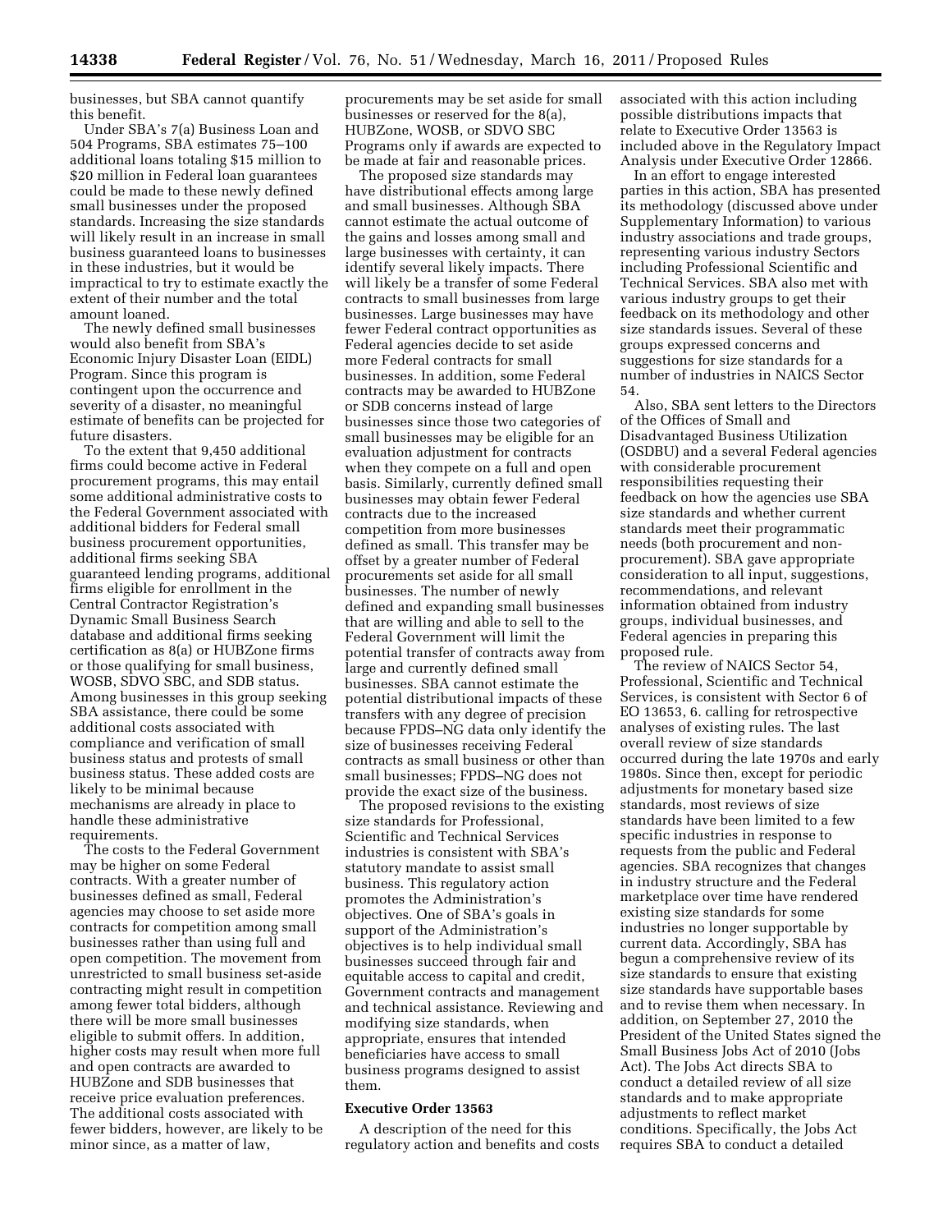businesses, but SBA cannot quantify this benefit.

Under SBA's 7(a) Business Loan and 504 Programs, SBA estimates 75–100 additional loans totaling $15 million to $20 million in Federal loan guarantees could be made to these newly defined small businesses under the proposed standards. Increasing the size standards will likely result in an increase in small business guaranteed loans to businesses in these industries, but it would be impractical to try to estimate exactly the extent of their number and the total amount loaned.

The newly defined small businesses would also benefit from SBA's Economic Injury Disaster Loan (EIDL) Program. Since this program is contingent upon the occurrence and severity of a disaster, no meaningful estimate of benefits can be projected for future disasters.

To the extent that 9,450 additional firms could become active in Federal procurement programs, this may entail some additional administrative costs to the Federal Government associated with additional bidders for Federal small business procurement opportunities, additional firms seeking SBA guaranteed lending programs, additional firms eligible for enrollment in the Central Contractor Registration's Dynamic Small Business Search database and additional firms seeking certification as 8(a) or HUBZone firms or those qualifying for small business, WOSB, SDVO SBC, and SDB status. Among businesses in this group seeking SBA assistance, there could be some additional costs associated with compliance and verification of small business status and protests of small business status. These added costs are likely to be minimal because mechanisms are already in place to handle these administrative requirements.

The costs to the Federal Government may be higher on some Federal contracts. With a greater number of businesses defined as small, Federal agencies may choose to set aside more contracts for competition among small businesses rather than using full and open competition. The movement from unrestricted to small business set-aside contracting might result in competition among fewer total bidders, although there will be more small businesses eligible to submit offers. In addition, higher costs may result when more full and open contracts are awarded to HUBZone and SDB businesses that receive price evaluation preferences. The additional costs associated with fewer bidders, however, are likely to be minor since, as a matter of law, procurements may be set aside for small businesses or reserved for the 8(a), HUBZone, WOSB, or SDVO SBC Programs only if awards are expected to be made at fair and reasonable prices.

The proposed size standards may have distributional effects among large and small businesses. Although SBA cannot estimate the actual outcome of the gains and losses among small and large businesses with certainty, it can identify several likely impacts. There will likely be a transfer of some Federal contracts to small businesses from large businesses. Large businesses may have fewer Federal contract opportunities as Federal agencies decide to set aside more Federal contracts for small businesses. In addition, some Federal contracts may be awarded to HUBZone or SDB concerns instead of large businesses since those two categories of small businesses may be eligible for an evaluation adjustment for contracts when they compete on a full and open basis. Similarly, currently defined small businesses may obtain fewer Federal contracts due to the increased competition from more businesses defined as small. This transfer may be offset by a greater number of Federal procurements set aside for all small businesses. The number of newly defined and expanding small businesses that are willing and able to sell to the Federal Government will limit the potential transfer of contracts away from large and currently defined small businesses. SBA cannot estimate the potential distributional impacts of these transfers with any degree of precision because FPDS–NG data only identify the size of businesses receiving Federal contracts as small business or other than small businesses; FPDS–NG does not provide the exact size of the business.

The proposed revisions to the existing size standards for Professional, Scientific and Technical Services industries is consistent with SBA's statutory mandate to assist small business. This regulatory action promotes the Administration's objectives. One of SBA's goals in support of the Administration's objectives is to help individual small businesses succeed through fair and equitable access to capital and credit, Government contracts and management and technical assistance. Reviewing and modifying size standards, when appropriate, ensures that intended beneficiaries have access to small business programs designed to assist them.

**Executive Order 13563**

A description of the need for this regulatory action and benefits and costs associated with this action including possible distributions impacts that relate to Executive Order 13563 is included above in the Regulatory Impact Analysis under Executive Order 12866.

In an effort to engage interested parties in this action, SBA has presented its methodology (discussed above under Supplementary Information) to various industry associations and trade groups, representing various industry Sectors including Professional Scientific and Technical Services. SBA also met with various industry groups to get their feedback on its methodology and other size standards issues. Several of these groups expressed concerns and suggestions for size standards for a number of industries in NAICS Sector 54.

Also, SBA sent letters to the Directors of the Offices of Small and Disadvantaged Business Utilization (OSDBU) and a several Federal agencies with considerable procurement responsibilities requesting their feedback on how the agencies use SBA size standards and whether current standards meet their programmatic needs (both procurement and non-procurement). SBA gave appropriate consideration to all input, suggestions, recommendations, and relevant information obtained from industry groups, individual businesses, and Federal agencies in preparing this proposed rule.

The review of NAICS Sector 54, Professional, Scientific and Technical Services, is consistent with Sector 6 of EO 13653, 6. calling for retrospective analyses of existing rules. The last overall review of size standards occurred during the late 1970s and early 1980s. Since then, except for periodic adjustments for monetary based size standards, most reviews of size standards have been limited to a few specific industries in response to requests from the public and Federal agencies. SBA recognizes that changes in industry structure and the Federal marketplace over time have rendered existing size standards for some industries no longer supportable by current data. Accordingly, SBA has begun a comprehensive review of its size standards to ensure that existing size standards have supportable bases and to revise them when necessary. In addition, on September 27, 2010 the President of the United States signed the Small Business Jobs Act of 2010 (Jobs Act). The Jobs Act directs SBA to conduct a detailed review of all size standards and to make appropriate adjustments to reflect market conditions. Specifically, the Jobs Act requires SBA to conduct a detailed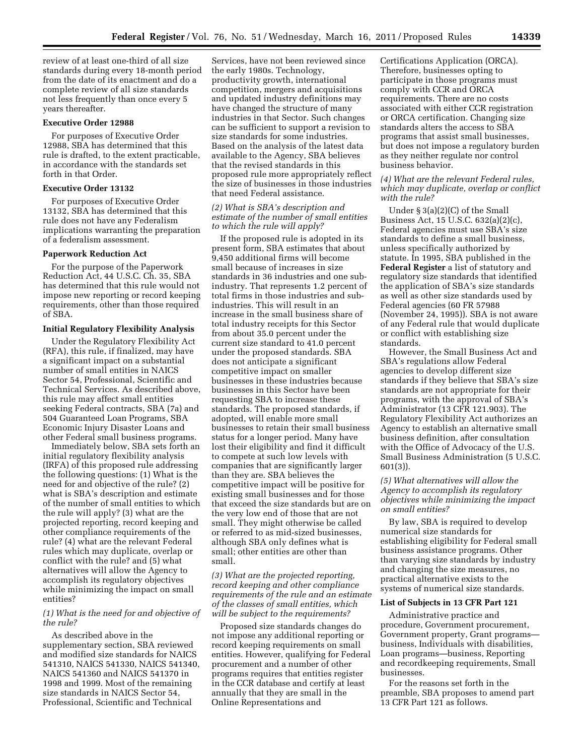review of at least one-third of all size standards during every 18-month period from the date of its enactment and do a complete review of all size standards not less frequently than once every 5 years thereafter.

**Executive Order 12988**

For purposes of Executive Order 12988, SBA has determined that this rule is drafted, to the extent practicable, in accordance with the standards set forth in that Order.

**Executive Order 13132**

For purposes of Executive Order 13132, SBA has determined that this rule does not have any Federalism implications warranting the preparation of a federalism assessment.

**Paperwork Reduction Act**

For the purpose of the Paperwork Reduction Act, 44 U.S.C. Ch. 35, SBA has determined that this rule would not impose new reporting or record keeping requirements, other than those required of SBA.

**Initial Regulatory Flexibility Analysis**

Under the Regulatory Flexibility Act (RFA), this rule, if finalized, may have a significant impact on a substantial number of small entities in NAICS Sector 54, Professional, Scientific and Technical Services. As described above, this rule may affect small entities seeking Federal contracts, SBA (7a) and 504 Guaranteed Loan Programs, SBA Economic Injury Disaster Loans and other Federal small business programs.

Immediately below, SBA sets forth an initial regulatory flexibility analysis (IRFA) of this proposed rule addressing the following questions: (1) What is the need for and objective of the rule? (2) what is SBA's description and estimate of the number of small entities to which the rule will apply? (3) what are the projected reporting, record keeping and other compliance requirements of the rule? (4) what are the relevant Federal rules which may duplicate, overlap or conflict with the rule? and (5) what alternatives will allow the Agency to accomplish its regulatory objectives while minimizing the impact on small entities?

*(1) What is the need for and objective of the rule?*

As described above in the supplementary section, SBA reviewed and modified size standards for NAICS 541310, NAICS 541330, NAICS 541340, NAICS 541360 and NAICS 541370 in 1998 and 1999. Most of the remaining size standards in NAICS Sector 54, Professional, Scientific and Technical Services, have not been reviewed since the early 1980s. Technology, productivity growth, international competition, mergers and acquisitions and updated industry definitions may have changed the structure of many industries in that Sector. Such changes can be sufficient to support a revision to size standards for some industries. Based on the analysis of the latest data available to the Agency, SBA believes that the revised standards in this proposed rule more appropriately reflect the size of businesses in those industries that need Federal assistance.

*(2) What is SBA's description and estimate of the number of small entities to which the rule will apply?*

If the proposed rule is adopted in its present form, SBA estimates that about 9,450 additional firms will become small because of increases in size standards in 36 industries and one sub-industry. That represents 1.2 percent of total firms in those industries and sub-industries. This will result in an increase in the small business share of total industry receipts for this Sector from about 35.0 percent under the current size standard to 41.0 percent under the proposed standards. SBA does not anticipate a significant competitive impact on smaller businesses in these industries because businesses in this Sector have been requesting SBA to increase these standards. The proposed standards, if adopted, will enable more small businesses to retain their small business status for a longer period. Many have lost their eligibility and find it difficult to compete at such low levels with companies that are significantly larger than they are. SBA believes the competitive impact will be positive for existing small businesses and for those that exceed the size standards but are on the very low end of those that are not small. They might otherwise be called or referred to as mid-sized businesses, although SBA only defines what is small; other entities are other than small.

*(3) What are the projected reporting, record keeping and other compliance requirements of the rule and an estimate of the classes of small entities, which will be subject to the requirements?*

Proposed size standards changes do not impose any additional reporting or record keeping requirements on small entities. However, qualifying for Federal procurement and a number of other programs requires that entities register in the CCR database and certify at least annually that they are small in the Online Representations and Certifications Application (ORCA). Therefore, businesses opting to participate in those programs must comply with CCR and ORCA requirements. There are no costs associated with either CCR registration or ORCA certification. Changing size standards alters the access to SBA programs that assist small businesses, but does not impose a regulatory burden as they neither regulate nor control business behavior.

*(4) What are the relevant Federal rules, which may duplicate, overlap or conflict with the rule?*

Under § 3(a)(2)(C) of the Small Business Act, 15 U.S.C. 632(a)(2)(c), Federal agencies must use SBA's size standards to define a small business, unless specifically authorized by statute. In 1995, SBA published in the **Federal Register** a list of statutory and regulatory size standards that identified the application of SBA's size standards as well as other size standards used by Federal agencies (60 FR 57988 (November 24, 1995)). SBA is not aware of any Federal rule that would duplicate or conflict with establishing size standards.

However, the Small Business Act and SBA's regulations allow Federal agencies to develop different size standards if they believe that SBA's size standards are not appropriate for their programs, with the approval of SBA's Administrator (13 CFR 121.903). The Regulatory Flexibility Act authorizes an Agency to establish an alternative small business definition, after consultation with the Office of Advocacy of the U.S. Small Business Administration (5 U.S.C. 601(3)).

*(5) What alternatives will allow the Agency to accomplish its regulatory objectives while minimizing the impact on small entities?*

By law, SBA is required to develop numerical size standards for establishing eligibility for Federal small business assistance programs. Other than varying size standards by industry and changing the size measures, no practical alternative exists to the systems of numerical size standards.

**List of Subjects in 13 CFR Part 121**

Administrative practice and procedure, Government procurement, Government property, Grant programs—business, Individuals with disabilities, Loan programs—business, Reporting and recordkeeping requirements, Small businesses.

For the reasons set forth in the preamble, SBA proposes to amend part 13 CFR Part 121 as follows.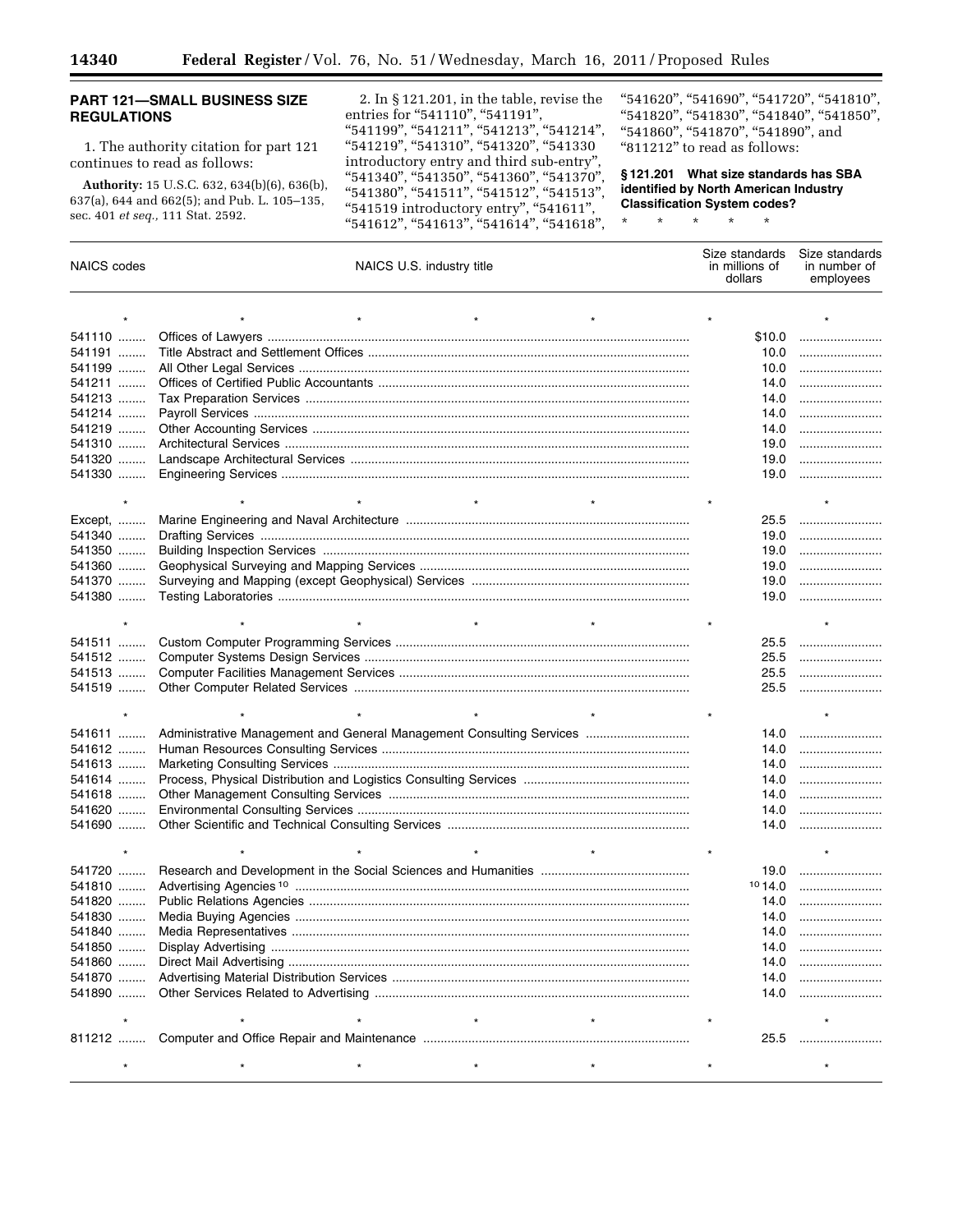## PART 121—SMALL BUSINESS SIZE REGULATIONS

1. The authority citation for part 121 continues to read as follows:

**Authority:** 15 U.S.C. 632, 634(b)(6), 636(b), 637(a), 644 and 662(5); and Pub. L. 105–135, sec. 401 *et seq.,* 111 Stat. 2592.

2. In § 121.201, in the table, revise the entries for "541110", "541191", "541199", "541211", "541213", "541214", "541219", "541310", "541320", "541330 introductory entry and third sub-entry", "541340", "541350", "541360", "541370", "541380", "541511", "541512", "541513", "541519 introductory entry", "541611", "541612", "541613", "541614", "541618", "541620", "541690", "541720", "541810", "541820", "541830", "541840", "541850", "541860", "541870", "541890", and "811212" to read as follows:

**§ 121.201 What size standards has SBA identified by North American Industry Classification System codes?**

\* \* \* \* \*

| NAICS codes | NAICS U.S. industry title | Size standards in millions of dollars | Size standards in number of employees |
|---|---|---|---|
| * | * | * | * |
| 541110 | Offices of Lawyers | $10.0 | |
| 541191 | Title Abstract and Settlement Offices | 10.0 | |
| 541199 | All Other Legal Services | 10.0 | |
| 541211 | Offices of Certified Public Accountants | 14.0 | |
| 541213 | Tax Preparation Services | 14.0 | |
| 541214 | Payroll Services | 14.0 | |
| 541219 | Other Accounting Services | 14.0 | |
| 541310 | Architectural Services | 19.0 | |
| 541320 | Landscape Architectural Services | 19.0 | |
| 541330 | Engineering Services | 19.0 | |
| * | * | * | * |
| Except, | Marine Engineering and Naval Architecture | 25.5 | |
| 541340 | Drafting Services | 19.0 | |
| 541350 | Building Inspection Services | 19.0 | |
| 541360 | Geophysical Surveying and Mapping Services | 19.0 | |
| 541370 | Surveying and Mapping (except Geophysical) Services | 19.0 | |
| 541380 | Testing Laboratories | 19.0 | |
| * | * | * | * |
| 541511 | Custom Computer Programming Services | 25.5 | |
| 541512 | Computer Systems Design Services | 25.5 | |
| 541513 | Computer Facilities Management Services | 25.5 | |
| 541519 | Other Computer Related Services | 25.5 | |
| * | * | * | * |
| 541611 | Administrative Management and General Management Consulting Services | 14.0 | |
| 541612 | Human Resources Consulting Services | 14.0 | |
| 541613 | Marketing Consulting Services | 14.0 | |
| 541614 | Process, Physical Distribution and Logistics Consulting Services | 14.0 | |
| 541618 | Other Management Consulting Services | 14.0 | |
| 541620 | Environmental Consulting Services | 14.0 | |
| 541690 | Other Scientific and Technical Consulting Services | 14.0 | |
| * | * | * | * |
| 541720 | Research and Development in the Social Sciences and Humanities | 19.0 | |
| 541810 | Advertising Agencies [10] | [10] 14.0 | |
| 541820 | Public Relations Agencies | 14.0 | |
| 541830 | Media Buying Agencies | 14.0 | |
| 541840 | Media Representatives | 14.0 | |
| 541850 | Display Advertising | 14.0 | |
| 541860 | Direct Mail Advertising | 14.0 | |
| 541870 | Advertising Material Distribution Services | 14.0 | |
| 541890 | Other Services Related to Advertising | 14.0 | |
| * | * | * | * |
| 811212 | Computer and Office Repair and Maintenance | 25.5 | |
| * | * | * | * |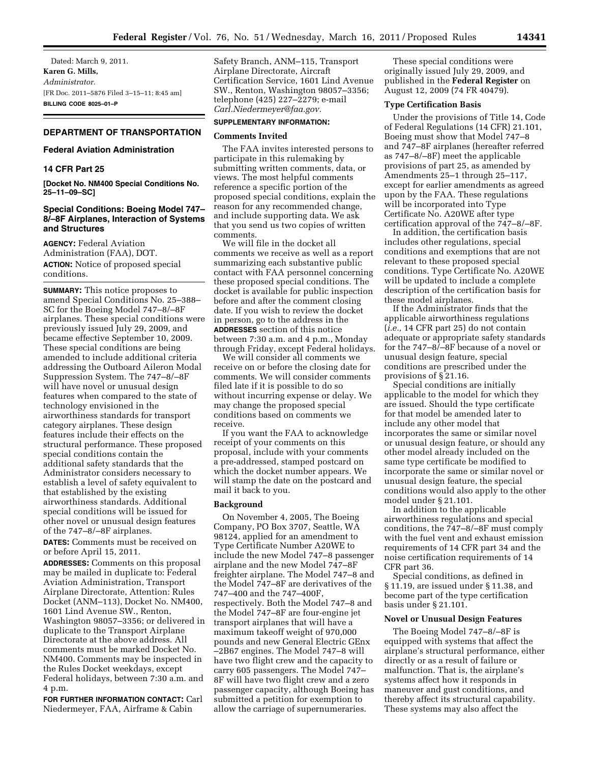Dated: March 9, 2011.

**Karen G. Mills,**

*Administrator.*

[FR Doc. 2011–5876 Filed 3–15–11; 8:45 am]

**BILLING CODE 8025–01–P**

## DEPARTMENT OF TRANSPORTATION

### Federal Aviation Administration

### 14 CFR Part 25

**[Docket No. NM400 Special Conditions No. 25–11–09–SC]**

### Special Conditions: Boeing Model 747–8/–8F Airplanes, Interaction of Systems and Structures

**AGENCY:** Federal Aviation Administration (FAA), DOT.

**ACTION:** Notice of proposed special conditions.

**SUMMARY:** This notice proposes to amend Special Conditions No. 25–388–SC for the Boeing Model 747–8/–8F airplanes. These special conditions were previously issued July 29, 2009, and became effective September 10, 2009. These special conditions are being amended to include additional criteria addressing the Outboard Aileron Modal Suppression System. The 747–8/–8F will have novel or unusual design features when compared to the state of technology envisioned in the airworthiness standards for transport category airplanes. These design features include their effects on the structural performance. These proposed special conditions contain the additional safety standards that the Administrator considers necessary to establish a level of safety equivalent to that established by the existing airworthiness standards. Additional special conditions will be issued for other novel or unusual design features of the 747–8/–8F airplanes.

**DATES:** Comments must be received on or before April 15, 2011.

**ADDRESSES:** Comments on this proposal may be mailed in duplicate to: Federal Aviation Administration, Transport Airplane Directorate, Attention: Rules Docket (ANM–113), Docket No. NM400, 1601 Lind Avenue SW., Renton, Washington 98057–3356; or delivered in duplicate to the Transport Airplane Directorate at the above address. All comments must be marked Docket No. NM400. Comments may be inspected in the Rules Docket weekdays, except Federal holidays, between 7:30 a.m. and 4 p.m.

**FOR FURTHER INFORMATION CONTACT:** Carl Niedermeyer, FAA, Airframe & Cabin Safety Branch, ANM–115, Transport Airplane Directorate, Aircraft Certification Service, 1601 Lind Avenue SW., Renton, Washington 98057–3356; telephone (425) 227–2279; e-mail *Carl.Niedermeyer@faa.gov.*

**SUPPLEMENTARY INFORMATION:**

#### Comments Invited

The FAA invites interested persons to participate in this rulemaking by submitting written comments, data, or views. The most helpful comments reference a specific portion of the proposed special conditions, explain the reason for any recommended change, and include supporting data. We ask that you send us two copies of written comments.

We will file in the docket all comments we receive as well as a report summarizing each substantive public contact with FAA personnel concerning these proposed special conditions. The docket is available for public inspection before and after the comment closing date. If you wish to review the docket in person, go to the address in the **ADDRESSES** section of this notice between 7:30 a.m. and 4 p.m., Monday through Friday, except Federal holidays.

We will consider all comments we receive on or before the closing date for comments. We will consider comments filed late if it is possible to do so without incurring expense or delay. We may change the proposed special conditions based on comments we receive.

If you want the FAA to acknowledge receipt of your comments on this proposal, include with your comments a pre-addressed, stamped postcard on which the docket number appears. We will stamp the date on the postcard and mail it back to you.

#### Background

On November 4, 2005, The Boeing Company, PO Box 3707, Seattle, WA 98124, applied for an amendment to Type Certificate Number A20WE to include the new Model 747–8 passenger airplane and the new Model 747–8F freighter airplane. The Model 747–8 and the Model 747–8F are derivatives of the 747–400 and the 747–400F, respectively. Both the Model 747–8 and the Model 747–8F are four-engine jet transport airplanes that will have a maximum takeoff weight of 970,000 pounds and new General Electric GEnx –2B67 engines. The Model 747–8 will have two flight crew and the capacity to carry 605 passengers. The Model 747–8F will have two flight crew and a zero passenger capacity, although Boeing has submitted a petition for exemption to allow the carriage of supernumeraries.

These special conditions were originally issued July 29, 2009, and published in the **Federal Register** on August 12, 2009 (74 FR 40479).

#### Type Certification Basis

Under the provisions of Title 14, Code of Federal Regulations (14 CFR) 21.101, Boeing must show that Model 747–8 and 747–8F airplanes (hereafter referred as 747–8/–8F) meet the applicable provisions of part 25, as amended by Amendments 25–1 through 25–117, except for earlier amendments as agreed upon by the FAA. These regulations will be incorporated into Type Certificate No. A20WE after type certification approval of the 747–8/–8F.

In addition, the certification basis includes other regulations, special conditions and exemptions that are not relevant to these proposed special conditions. Type Certificate No. A20WE will be updated to include a complete description of the certification basis for these model airplanes.

If the Administrator finds that the applicable airworthiness regulations (*i.e.,* 14 CFR part 25) do not contain adequate or appropriate safety standards for the 747–8/–8F because of a novel or unusual design feature, special conditions are prescribed under the provisions of § 21.16.

Special conditions are initially applicable to the model for which they are issued. Should the type certificate for that model be amended later to include any other model that incorporates the same or similar novel or unusual design feature, or should any other model already included on the same type certificate be modified to incorporate the same or similar novel or unusual design feature, the special conditions would also apply to the other model under § 21.101.

In addition to the applicable airworthiness regulations and special conditions, the 747–8/–8F must comply with the fuel vent and exhaust emission requirements of 14 CFR part 34 and the noise certification requirements of 14 CFR part 36.

Special conditions, as defined in § 11.19, are issued under § 11.38, and become part of the type certification basis under § 21.101.

#### Novel or Unusual Design Features

The Boeing Model 747–8/–8F is equipped with systems that affect the airplane's structural performance, either directly or as a result of failure or malfunction. That is, the airplane's systems affect how it responds in maneuver and gust conditions, and thereby affect its structural capability. These systems may also affect the